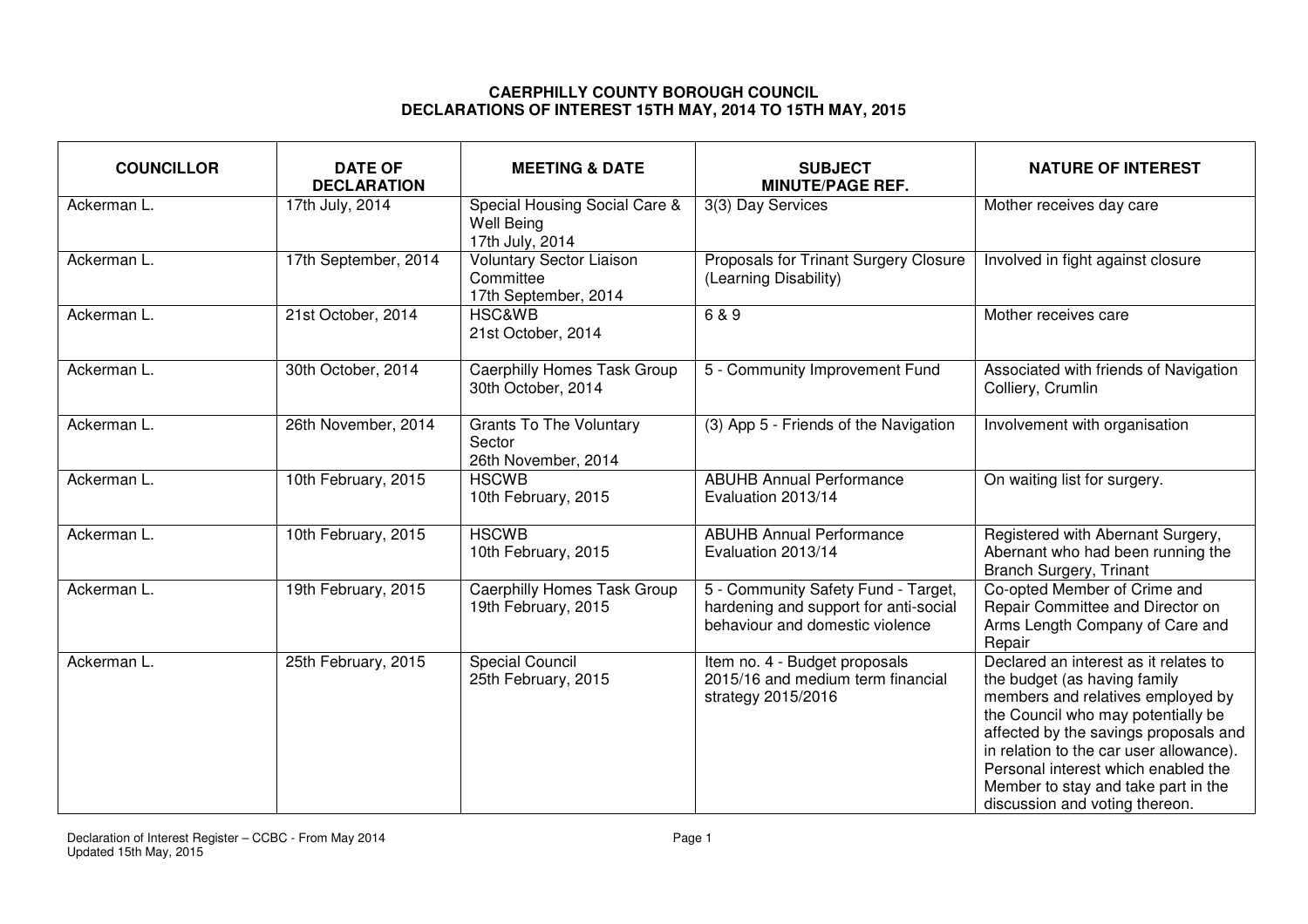**CAERPHILLY COUNTY BOROUGH COUNCIL**
**DECLARATIONS OF INTEREST 15TH MAY, 2014 TO 15TH MAY, 2015**

| COUNCILLOR | DATE OF DECLARATION | MEETING & DATE | SUBJECT MINUTE/PAGE REF. | NATURE OF INTEREST |
|---|---|---|---|---|
| Ackerman L. | 17th July, 2014 | Special Housing Social Care & Well Being 17th July, 2014 | 3(3) Day Services | Mother receives day care |
| Ackerman L. | 17th September, 2014 | Voluntary Sector Liaison Committee 17th September, 2014 | Proposals for Trinant Surgery Closure (Learning Disability) | Involved in fight against closure |
| Ackerman L. | 21st October, 2014 | HSC&WB 21st October, 2014 | 6 & 9 | Mother receives care |
| Ackerman L. | 30th October, 2014 | Caerphilly Homes Task Group 30th October, 2014 | 5 - Community Improvement Fund | Associated with friends of Navigation Colliery, Crumlin |
| Ackerman L. | 26th November, 2014 | Grants To The Voluntary Sector 26th November, 2014 | (3) App 5 - Friends of the Navigation | Involvement with organisation |
| Ackerman L. | 10th February, 2015 | HSCWB 10th February, 2015 | ABUHB Annual Performance Evaluation 2013/14 | On waiting list for surgery. |
| Ackerman L. | 10th February, 2015 | HSCWB 10th February, 2015 | ABUHB Annual Performance Evaluation 2013/14 | Registered with Abernant Surgery, Abernant who had been running the Branch Surgery, Trinant |
| Ackerman L. | 19th February, 2015 | Caerphilly Homes Task Group 19th February, 2015 | 5 - Community Safety Fund - Target, hardening and support for anti-social behaviour and domestic violence | Co-opted Member of Crime and Repair Committee and Director on Arms Length Company of Care and Repair |
| Ackerman L. | 25th February, 2015 | Special Council 25th February, 2015 | Item no. 4 - Budget proposals 2015/16 and medium term financial strategy 2015/2016 | Declared an interest as it relates to the budget (as having family members and relatives employed by the Council who may potentially be affected by the savings proposals and in relation to the car user allowance). Personal interest which enabled the Member to stay and take part in the discussion and voting thereon. |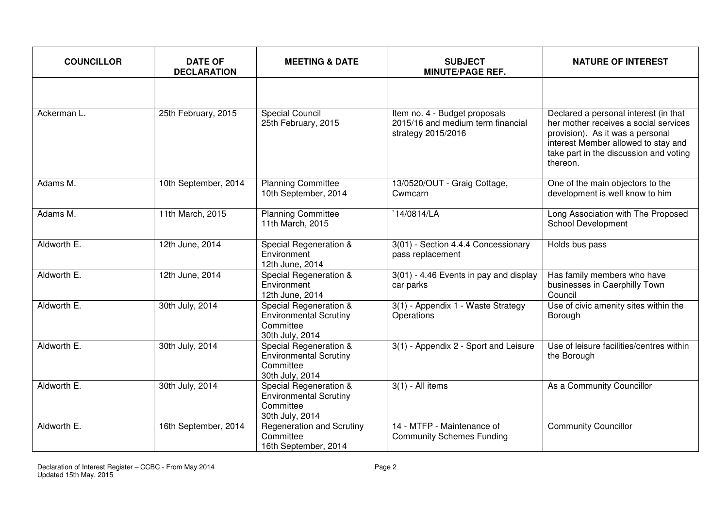| COUNCILLOR | DATE OF DECLARATION | MEETING & DATE | SUBJECT MINUTE/PAGE REF. | NATURE OF INTEREST |
|---|---|---|---|---|
| | | | | |
| Ackerman L. | 25th February, 2015 | Special Council 25th February, 2015 | Item no. 4 - Budget proposals 2015/16 and medium term financial strategy 2015/2016 | Declared a personal interest (in that her mother receives a social services provision). As it was a personal interest Member allowed to stay and take part in the discussion and voting thereon. |
| Adams M. | 10th September, 2014 | Planning Committee 10th September, 2014 | 13/0520/OUT - Graig Cottage, Cwmcarn | One of the main objectors to the development is well know to him |
| Adams M. | 11th March, 2015 | Planning Committee 11th March, 2015 | `14/0814/LA | Long Association with The Proposed School Development |
| Aldworth E. | 12th June, 2014 | Special Regeneration & Environment 12th June, 2014 | 3(01) - Section 4.4.4 Concessionary pass replacement | Holds bus pass |
| Aldworth E. | 12th June, 2014 | Special Regeneration & Environment 12th June, 2014 | 3(01) - 4.46 Events in pay and display car parks | Has family members who have businesses in Caerphilly Town Council |
| Aldworth E. | 30th July, 2014 | Special Regeneration & Environmental Scrutiny Committee 30th July, 2014 | 3(1) - Appendix 1 - Waste Strategy Operations | Use of civic amenity sites within the Borough |
| Aldworth E. | 30th July, 2014 | Special Regeneration & Environmental Scrutiny Committee 30th July, 2014 | 3(1) - Appendix 2 - Sport and Leisure | Use of leisure facilities/centres within the Borough |
| Aldworth E. | 30th July, 2014 | Special Regeneration & Environmental Scrutiny Committee 30th July, 2014 | 3(1) - All items | As a Community Councillor |
| Aldworth E. | 16th September, 2014 | Regeneration and Scrutiny Committee 16th September, 2014 | 14 - MTFP - Maintenance of Community Schemes Funding | Community Councillor |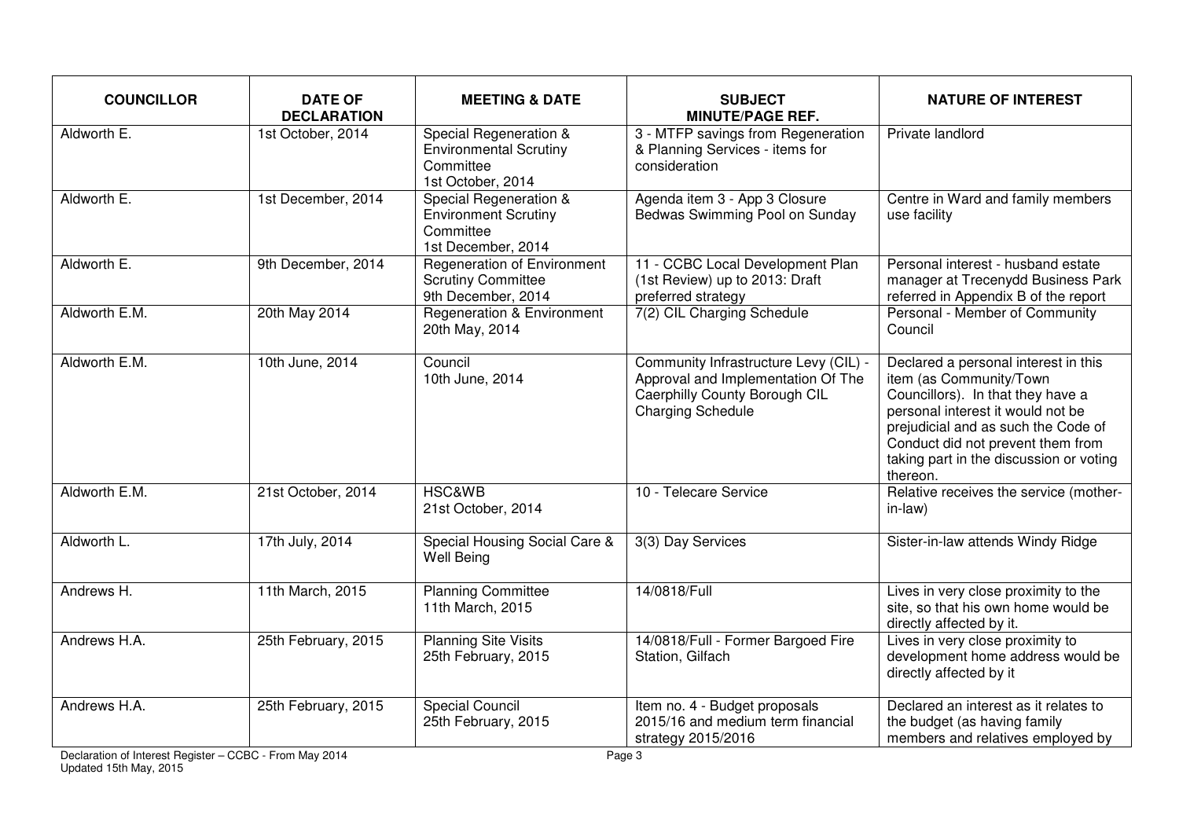| COUNCILLOR | DATE OF DECLARATION | MEETING & DATE | SUBJECT MINUTE/PAGE REF. | NATURE OF INTEREST |
|---|---|---|---|---|
| Aldworth E. | 1st October, 2014 | Special Regeneration & Environmental Scrutiny Committee 1st October, 2014 | 3 - MTFP savings from Regeneration & Planning Services - items for consideration | Private landlord |
| Aldworth E. | 1st December, 2014 | Special Regeneration & Environment Scrutiny Committee 1st December, 2014 | Agenda item 3 - App 3 Closure Bedwas Swimming Pool on Sunday | Centre in Ward and family members use facility |
| Aldworth E. | 9th December, 2014 | Regeneration of Environment Scrutiny Committee 9th December, 2014 | 11 - CCBC Local Development Plan (1st Review) up to 2013: Draft preferred strategy | Personal interest - husband estate manager at Trecenydd Business Park referred in Appendix B of the report |
| Aldworth E.M. | 20th May 2014 | Regeneration & Environment 20th May, 2014 | 7(2) CIL Charging Schedule | Personal - Member of Community Council |
| Aldworth E.M. | 10th June, 2014 | Council 10th June, 2014 | Community Infrastructure Levy (CIL) - Approval and Implementation Of The Caerphilly County Borough CIL Charging Schedule | Declared a personal interest in this item (as Community/Town Councillors). In that they have a personal interest it would not be prejudicial and as such the Code of Conduct did not prevent them from taking part in the discussion or voting thereon. |
| Aldworth E.M. | 21st October, 2014 | HSC&WB 21st October, 2014 | 10 - Telecare Service | Relative receives the service (mother-in-law) |
| Aldworth L. | 17th July, 2014 | Special Housing Social Care & Well Being | 3(3) Day Services | Sister-in-law attends Windy Ridge |
| Andrews H. | 11th March, 2015 | Planning Committee 11th March, 2015 | 14/0818/Full | Lives in very close proximity to the site, so that his own home would be directly affected by it. |
| Andrews H.A. | 25th February, 2015 | Planning Site Visits 25th February, 2015 | 14/0818/Full - Former Bargoed Fire Station, Gilfach | Lives in very close proximity to development home address would be directly affected by it |
| Andrews H.A. | 25th February, 2015 | Special Council 25th February, 2015 | Item no. 4 - Budget proposals 2015/16 and medium term financial strategy 2015/2016 | Declared an interest as it relates to the budget (as having family members and relatives employed by |

Declaration of Interest Register – CCBC - From May 2014
Updated 15th May, 2015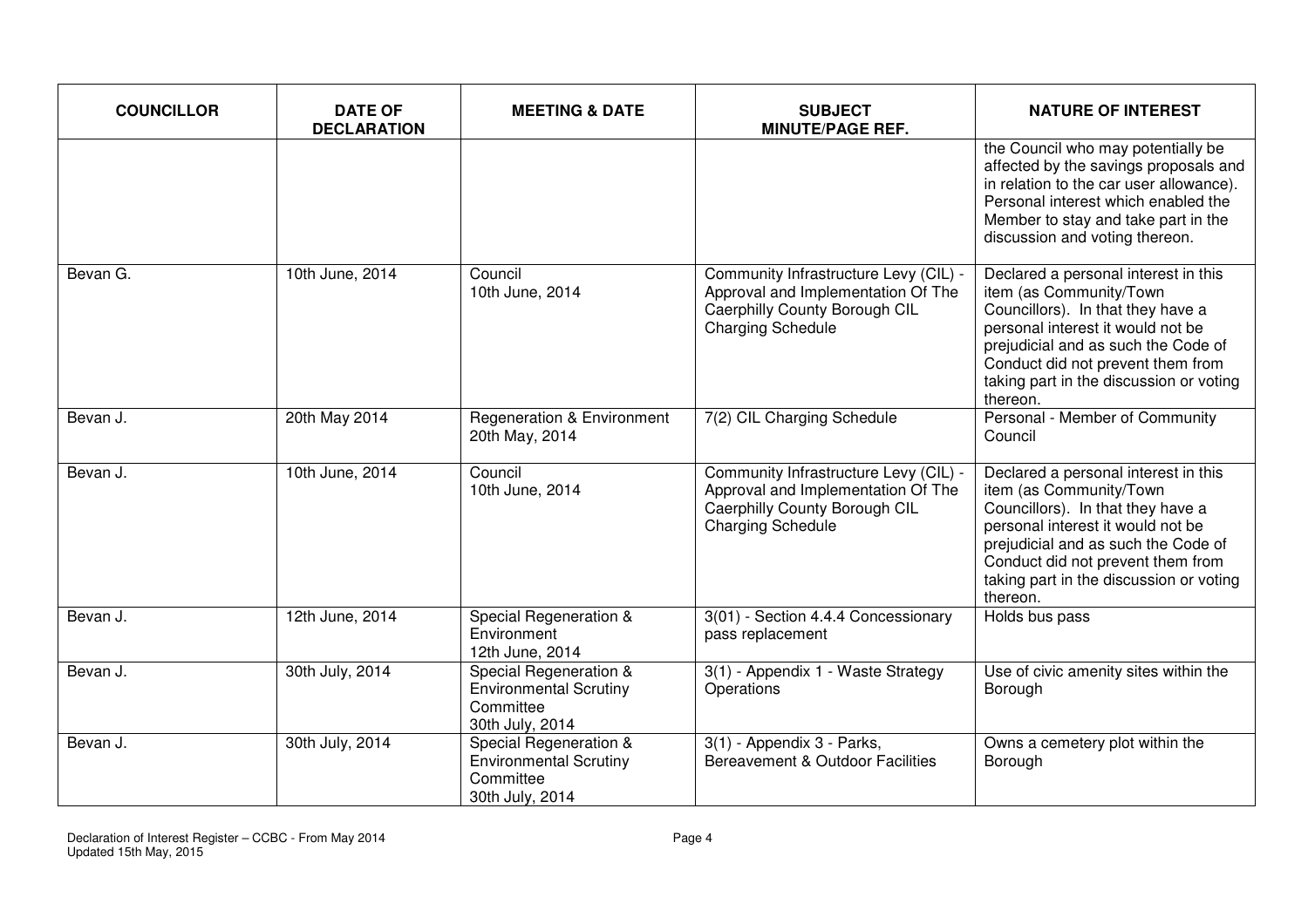| COUNCILLOR | DATE OF DECLARATION | MEETING & DATE | SUBJECT MINUTE/PAGE REF. | NATURE OF INTEREST |
|---|---|---|---|---|
| | | | | the Council who may potentially be affected by the savings proposals and in relation to the car user allowance). Personal interest which enabled the Member to stay and take part in the discussion and voting thereon. |
| Bevan G. | 10th June, 2014 | Council 10th June, 2014 | Community Infrastructure Levy (CIL) - Approval and Implementation Of The Caerphilly County Borough CIL Charging Schedule | Declared a personal interest in this item (as Community/Town Councillors). In that they have a personal interest it would not be prejudicial and as such the Code of Conduct did not prevent them from taking part in the discussion or voting thereon. |
| Bevan J. | 20th May 2014 | Regeneration & Environment 20th May, 2014 | 7(2) CIL Charging Schedule | Personal - Member of Community Council |
| Bevan J. | 10th June, 2014 | Council 10th June, 2014 | Community Infrastructure Levy (CIL) - Approval and Implementation Of The Caerphilly County Borough CIL Charging Schedule | Declared a personal interest in this item (as Community/Town Councillors). In that they have a personal interest it would not be prejudicial and as such the Code of Conduct did not prevent them from taking part in the discussion or voting thereon. |
| Bevan J. | 12th June, 2014 | Special Regeneration & Environment 12th June, 2014 | 3(01) - Section 4.4.4 Concessionary pass replacement | Holds bus pass |
| Bevan J. | 30th July, 2014 | Special Regeneration & Environmental Scrutiny Committee 30th July, 2014 | 3(1) - Appendix 1 - Waste Strategy Operations | Use of civic amenity sites within the Borough |
| Bevan J. | 30th July, 2014 | Special Regeneration & Environmental Scrutiny Committee 30th July, 2014 | 3(1) - Appendix 3 - Parks, Bereavement & Outdoor Facilities | Owns a cemetery plot within the Borough |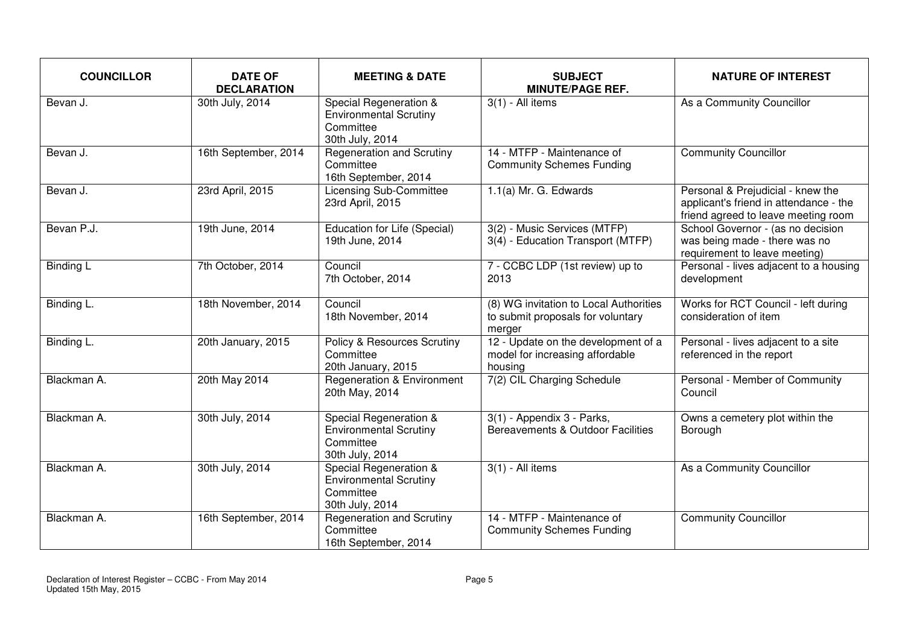| COUNCILLOR | DATE OF DECLARATION | MEETING & DATE | SUBJECT MINUTE/PAGE REF. | NATURE OF INTEREST |
|---|---|---|---|---|
| Bevan J. | 30th July, 2014 | Special Regeneration & Environmental Scrutiny Committee 30th July, 2014 | 3(1) - All items | As a Community Councillor |
| Bevan J. | 16th September, 2014 | Regeneration and Scrutiny Committee 16th September, 2014 | 14 - MTFP - Maintenance of Community Schemes Funding | Community Councillor |
| Bevan J. | 23rd April, 2015 | Licensing Sub-Committee 23rd April, 2015 | 1.1(a) Mr. G. Edwards | Personal & Prejudicial - knew the applicant's friend in attendance - the friend agreed to leave meeting room |
| Bevan P.J. | 19th June, 2014 | Education for Life (Special) 19th June, 2014 | 3(2) - Music Services (MTFP) 3(4) - Education Transport (MTFP) | School Governor - (as no decision was being made - there was no requirement to leave meeting) |
| Binding L | 7th October, 2014 | Council 7th October, 2014 | 7 - CCBC LDP (1st review) up to 2013 | Personal - lives adjacent to a housing development |
| Binding L. | 18th November, 2014 | Council 18th November, 2014 | (8) WG invitation to Local Authorities to submit proposals for voluntary merger | Works for RCT Council - left during consideration of item |
| Binding L. | 20th January, 2015 | Policy & Resources Scrutiny Committee 20th January, 2015 | 12 - Update on the development of a model for increasing affordable housing | Personal - lives adjacent to a site referenced in the report |
| Blackman A. | 20th May 2014 | Regeneration & Environment 20th May, 2014 | 7(2) CIL Charging Schedule | Personal - Member of Community Council |
| Blackman A. | 30th July, 2014 | Special Regeneration & Environmental Scrutiny Committee 30th July, 2014 | 3(1) - Appendix 3 - Parks, Bereavements & Outdoor Facilities | Owns a cemetery plot within the Borough |
| Blackman A. | 30th July, 2014 | Special Regeneration & Environmental Scrutiny Committee 30th July, 2014 | 3(1) - All items | As a Community Councillor |
| Blackman A. | 16th September, 2014 | Regeneration and Scrutiny Committee 16th September, 2014 | 14 - MTFP - Maintenance of Community Schemes Funding | Community Councillor |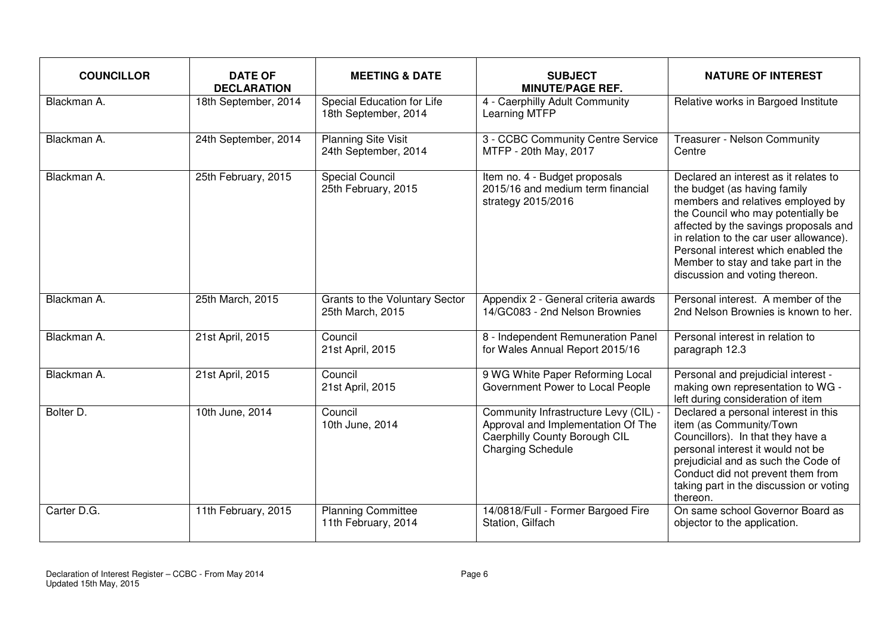| COUNCILLOR | DATE OF DECLARATION | MEETING & DATE | SUBJECT MINUTE/PAGE REF. | NATURE OF INTEREST |
|---|---|---|---|---|
| Blackman A. | 18th September, 2014 | Special Education for Life 18th September, 2014 | 4 - Caerphilly Adult Community Learning MTFP | Relative works in Bargoed Institute |
| Blackman A. | 24th September, 2014 | Planning Site Visit 24th September, 2014 | 3 - CCBC Community Centre Service MTFP - 20th May, 2017 | Treasurer - Nelson Community Centre |
| Blackman A. | 25th February, 2015 | Special Council 25th February, 2015 | Item no. 4 - Budget proposals 2015/16 and medium term financial strategy 2015/2016 | Declared an interest as it relates to the budget (as having family members and relatives employed by the Council who may potentially be affected by the savings proposals and in relation to the car user allowance). Personal interest which enabled the Member to stay and take part in the discussion and voting thereon. |
| Blackman A. | 25th March, 2015 | Grants to the Voluntary Sector 25th March, 2015 | Appendix 2 - General criteria awards 14/GC083 - 2nd Nelson Brownies | Personal interest. A member of the 2nd Nelson Brownies is known to her. |
| Blackman A. | 21st April, 2015 | Council 21st April, 2015 | 8 - Independent Remuneration Panel for Wales Annual Report 2015/16 | Personal interest in relation to paragraph 12.3 |
| Blackman A. | 21st April, 2015 | Council 21st April, 2015 | 9 WG White Paper Reforming Local Government Power to Local People | Personal and prejudicial interest - making own representation to WG - left during consideration of item |
| Bolter D. | 10th June, 2014 | Council 10th June, 2014 | Community Infrastructure Levy (CIL) - Approval and Implementation Of The Caerphilly County Borough CIL Charging Schedule | Declared a personal interest in this item (as Community/Town Councillors). In that they have a personal interest it would not be prejudicial and as such the Code of Conduct did not prevent them from taking part in the discussion or voting thereon. |
| Carter D.G. | 11th February, 2015 | Planning Committee 11th February, 2014 | 14/0818/Full - Former Bargoed Fire Station, Gilfach | On same school Governor Board as objector to the application. |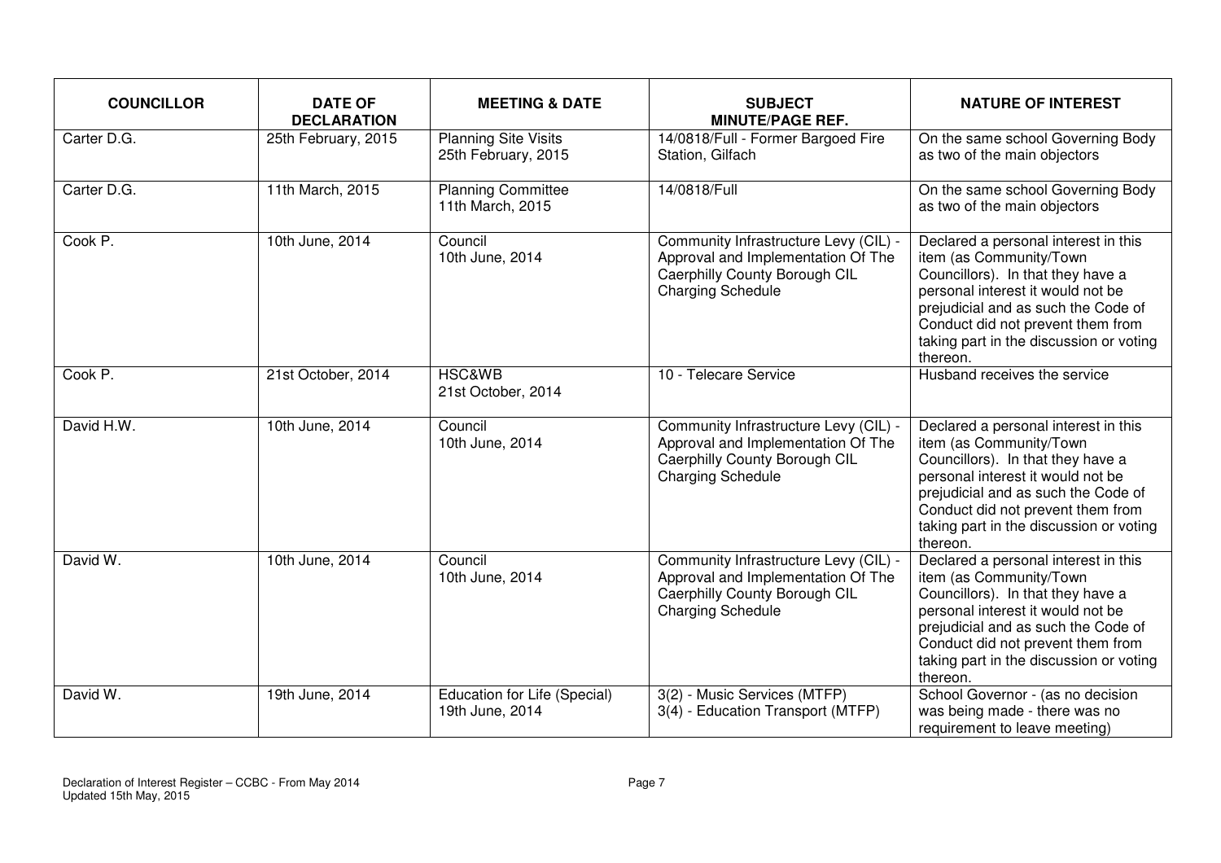| COUNCILLOR | DATE OF DECLARATION | MEETING & DATE | SUBJECT MINUTE/PAGE REF. | NATURE OF INTEREST |
|---|---|---|---|---|
| Carter D.G. | 25th February, 2015 | Planning Site Visits 25th February, 2015 | 14/0818/Full - Former Bargoed Fire Station, Gilfach | On the same school Governing Body as two of the main objectors |
| Carter D.G. | 11th March, 2015 | Planning Committee 11th March, 2015 | 14/0818/Full | On the same school Governing Body as two of the main objectors |
| Cook P. | 10th June, 2014 | Council 10th June, 2014 | Community Infrastructure Levy (CIL) - Approval and Implementation Of The Caerphilly County Borough CIL Charging Schedule | Declared a personal interest in this item (as Community/Town Councillors). In that they have a personal interest it would not be prejudicial and as such the Code of Conduct did not prevent them from taking part in the discussion or voting thereon. |
| Cook P. | 21st October, 2014 | HSC&WB 21st October, 2014 | 10 - Telecare Service | Husband receives the service |
| David H.W. | 10th June, 2014 | Council 10th June, 2014 | Community Infrastructure Levy (CIL) - Approval and Implementation Of The Caerphilly County Borough CIL Charging Schedule | Declared a personal interest in this item (as Community/Town Councillors). In that they have a personal interest it would not be prejudicial and as such the Code of Conduct did not prevent them from taking part in the discussion or voting thereon. |
| David W. | 10th June, 2014 | Council 10th June, 2014 | Community Infrastructure Levy (CIL) - Approval and Implementation Of The Caerphilly County Borough CIL Charging Schedule | Declared a personal interest in this item (as Community/Town Councillors). In that they have a personal interest it would not be prejudicial and as such the Code of Conduct did not prevent them from taking part in the discussion or voting thereon. |
| David W. | 19th June, 2014 | Education for Life (Special) 19th June, 2014 | 3(2) - Music Services (MTFP)<br>3(4) - Education Transport (MTFP) | School Governor - (as no decision was being made - there was no requirement to leave meeting) |

Declaration of Interest Register – CCBC - From May 2014
Updated 15th May, 2015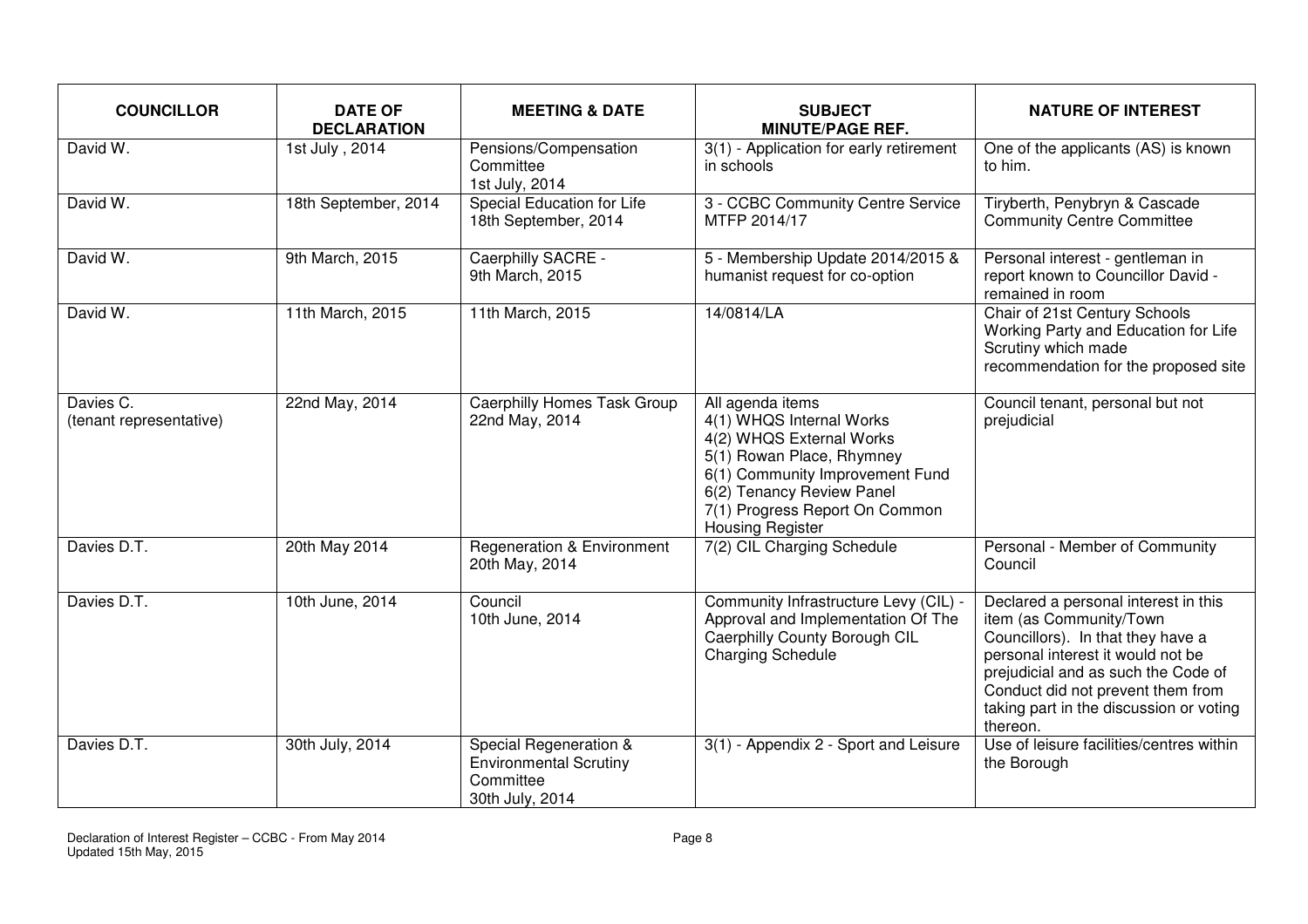| COUNCILLOR | DATE OF DECLARATION | MEETING & DATE | SUBJECT MINUTE/PAGE REF. | NATURE OF INTEREST |
|---|---|---|---|---|
| David W. | 1st July , 2014 | Pensions/Compensation Committee 1st July, 2014 | 3(1) - Application for early retirement in schools | One of the applicants (AS) is known to him. |
| David W. | 18th September, 2014 | Special Education for Life 18th September, 2014 | 3 - CCBC Community Centre Service MTFP 2014/17 | Tiryberth, Penybryn & Cascade Community Centre Committee |
| David W. | 9th March, 2015 | Caerphilly SACRE - 9th March, 2015 | 5 - Membership Update 2014/2015 & humanist request for co-option | Personal interest - gentleman in report known to Councillor David - remained in room |
| David W. | 11th March, 2015 | 11th March, 2015 | 14/0814/LA | Chair of 21st Century Schools Working Party and Education for Life Scrutiny which made recommendation for the proposed site |
| Davies C. (tenant representative) | 22nd May, 2014 | Caerphilly Homes Task Group 22nd May, 2014 | All agenda items 4(1) WHQS Internal Works 4(2) WHQS External Works 5(1) Rowan Place, Rhymney 6(1) Community Improvement Fund 6(2) Tenancy Review Panel 7(1) Progress Report On Common Housing Register | Council tenant, personal but not prejudicial |
| Davies D.T. | 20th May 2014 | Regeneration & Environment 20th May, 2014 | 7(2) CIL Charging Schedule | Personal - Member of Community Council |
| Davies D.T. | 10th June, 2014 | Council 10th June, 2014 | Community Infrastructure Levy (CIL) - Approval and Implementation Of The Caerphilly County Borough CIL Charging Schedule | Declared a personal interest in this item (as Community/Town Councillors). In that they have a personal interest it would not be prejudicial and as such the Code of Conduct did not prevent them from taking part in the discussion or voting thereon. |
| Davies D.T. | 30th July, 2014 | Special Regeneration & Environmental Scrutiny Committee 30th July, 2014 | 3(1) - Appendix 2 - Sport and Leisure | Use of leisure facilities/centres within the Borough |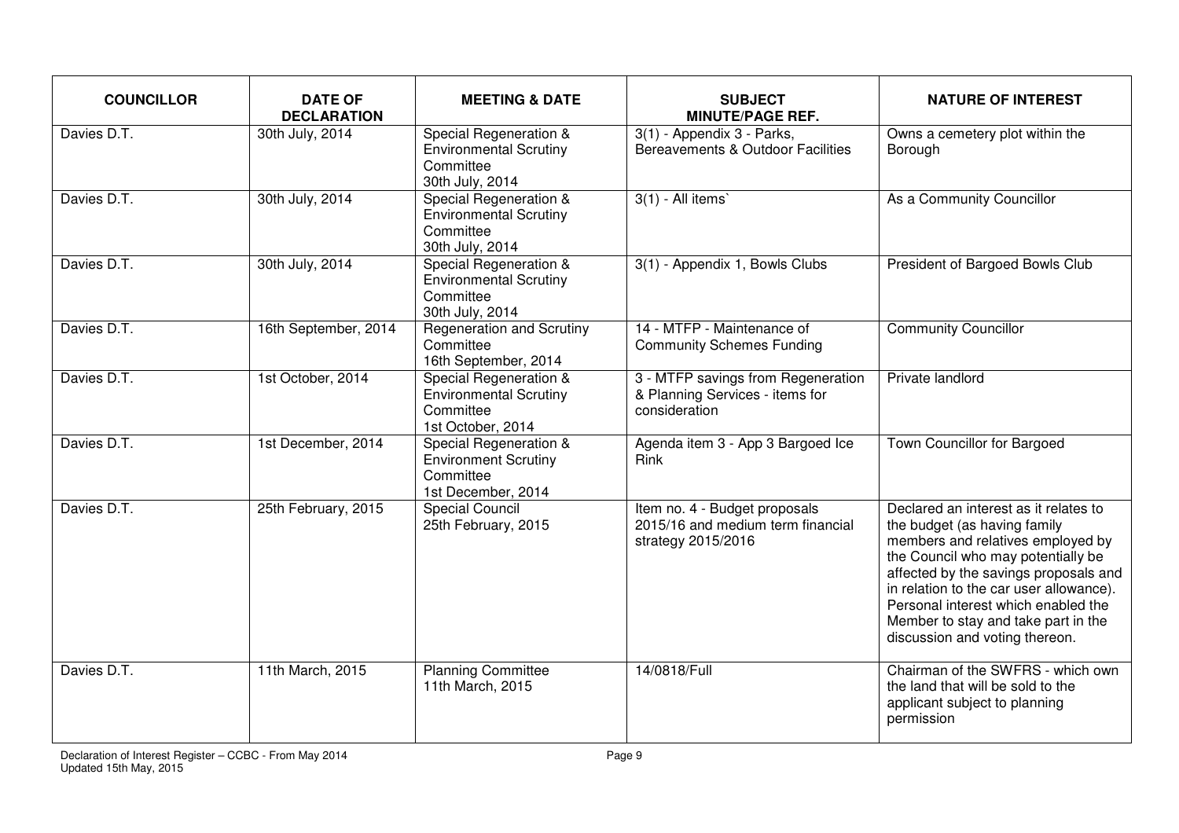| COUNCILLOR | DATE OF DECLARATION | MEETING & DATE | SUBJECT MINUTE/PAGE REF. | NATURE OF INTEREST |
|---|---|---|---|---|
| Davies D.T. | 30th July, 2014 | Special Regeneration & Environmental Scrutiny Committee 30th July, 2014 | 3(1) - Appendix 3 - Parks, Bereavements & Outdoor Facilities | Owns a cemetery plot within the Borough |
| Davies D.T. | 30th July, 2014 | Special Regeneration & Environmental Scrutiny Committee 30th July, 2014 | 3(1) - All items` | As a Community Councillor |
| Davies D.T. | 30th July, 2014 | Special Regeneration & Environmental Scrutiny Committee 30th July, 2014 | 3(1) - Appendix 1, Bowls Clubs | President of Bargoed Bowls Club |
| Davies D.T. | 16th September, 2014 | Regeneration and Scrutiny Committee 16th September, 2014 | 14 - MTFP - Maintenance of Community Schemes Funding | Community Councillor |
| Davies D.T. | 1st October, 2014 | Special Regeneration & Environmental Scrutiny Committee 1st October, 2014 | 3 - MTFP savings from Regeneration & Planning Services - items for consideration | Private landlord |
| Davies D.T. | 1st December, 2014 | Special Regeneration & Environment Scrutiny Committee 1st December, 2014 | Agenda item 3 - App 3 Bargoed Ice Rink | Town Councillor for Bargoed |
| Davies D.T. | 25th February, 2015 | Special Council 25th February, 2015 | Item no. 4 - Budget proposals 2015/16 and medium term financial strategy 2015/2016 | Declared an interest as it relates to the budget (as having family members and relatives employed by the Council who may potentially be affected by the savings proposals and in relation to the car user allowance). Personal interest which enabled the Member to stay and take part in the discussion and voting thereon. |
| Davies D.T. | 11th March, 2015 | Planning Committee 11th March, 2015 | 14/0818/Full | Chairman of the SWFRS - which own the land that will be sold to the applicant subject to planning permission |

Declaration of Interest Register – CCBC - From May 2014
Updated 15th May, 2015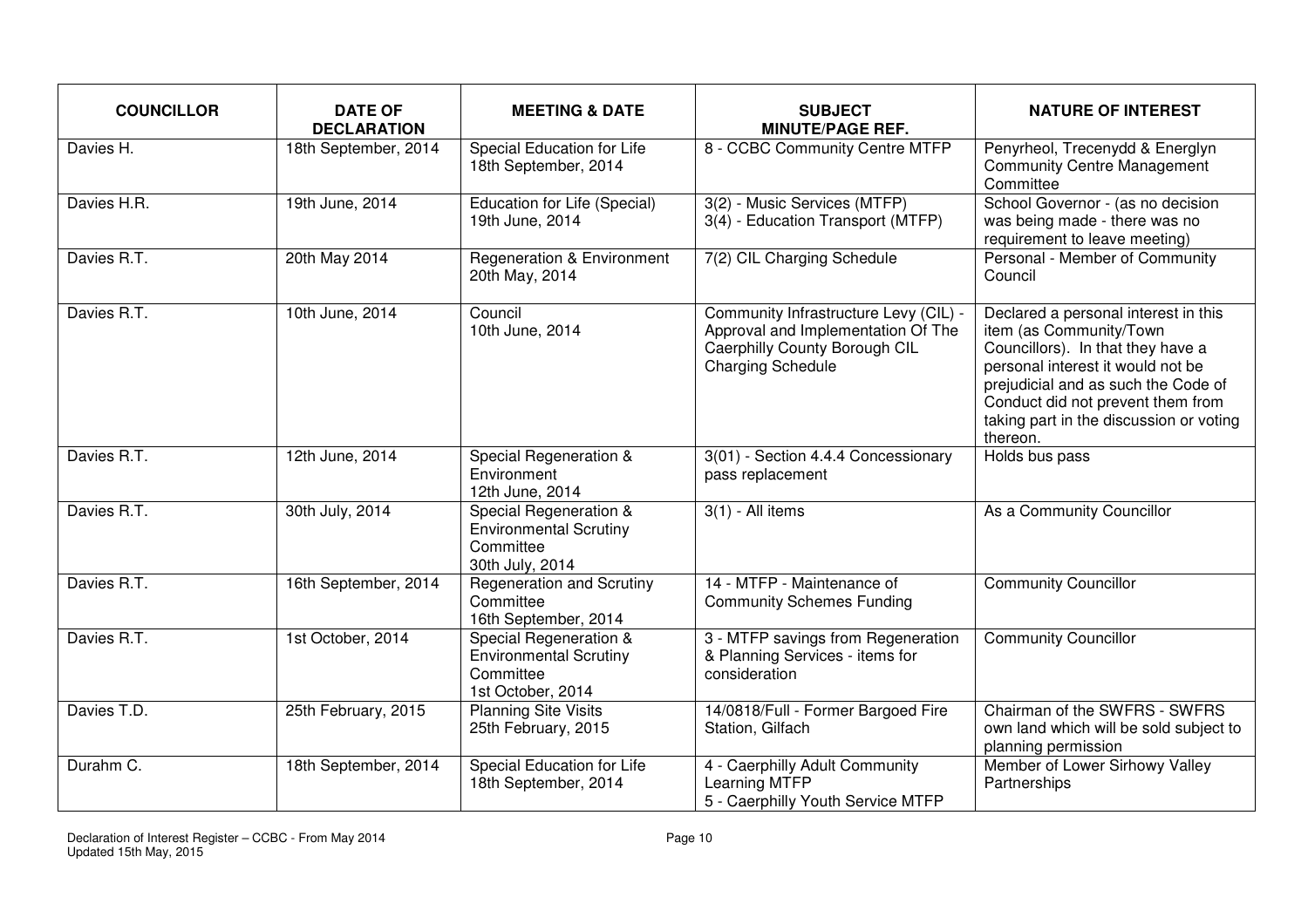| COUNCILLOR | DATE OF DECLARATION | MEETING & DATE | SUBJECT MINUTE/PAGE REF. | NATURE OF INTEREST |
|---|---|---|---|---|
| Davies H. | 18th September, 2014 | Special Education for Life 18th September, 2014 | 8 - CCBC Community Centre MTFP | Penyrheol, Trecenydd & Energlyn Community Centre Management Committee |
| Davies H.R. | 19th June, 2014 | Education for Life (Special) 19th June, 2014 | 3(2) - Music Services (MTFP)<br>3(4) - Education Transport (MTFP) | School Governor - (as no decision was being made - there was no requirement to leave meeting) |
| Davies R.T. | 20th May 2014 | Regeneration & Environment 20th May, 2014 | 7(2) CIL Charging Schedule | Personal - Member of Community Council |
| Davies R.T. | 10th June, 2014 | Council 10th June, 2014 | Community Infrastructure Levy (CIL) - Approval and Implementation Of The Caerphilly County Borough CIL Charging Schedule | Declared a personal interest in this item (as Community/Town Councillors). In that they have a personal interest it would not be prejudicial and as such the Code of Conduct did not prevent them from taking part in the discussion or voting thereon. |
| Davies R.T. | 12th June, 2014 | Special Regeneration & Environment 12th June, 2014 | 3(01) - Section 4.4.4 Concessionary pass replacement | Holds bus pass |
| Davies R.T. | 30th July, 2014 | Special Regeneration & Environmental Scrutiny Committee 30th July, 2014 | 3(1) - All items | As a Community Councillor |
| Davies R.T. | 16th September, 2014 | Regeneration and Scrutiny Committee 16th September, 2014 | 14 - MTFP - Maintenance of Community Schemes Funding | Community Councillor |
| Davies R.T. | 1st October, 2014 | Special Regeneration & Environmental Scrutiny Committee 1st October, 2014 | 3 - MTFP savings from Regeneration & Planning Services - items for consideration | Community Councillor |
| Davies T.D. | 25th February, 2015 | Planning Site Visits 25th February, 2015 | 14/0818/Full - Former Bargoed Fire Station, Gilfach | Chairman of the SWFRS - SWFRS own land which will be sold subject to planning permission |
| Durahm C. | 18th September, 2014 | Special Education for Life 18th September, 2014 | 4 - Caerphilly Adult Community Learning MTFP<br>5 - Caerphilly Youth Service MTFP | Member of Lower Sirhowy Valley Partnerships |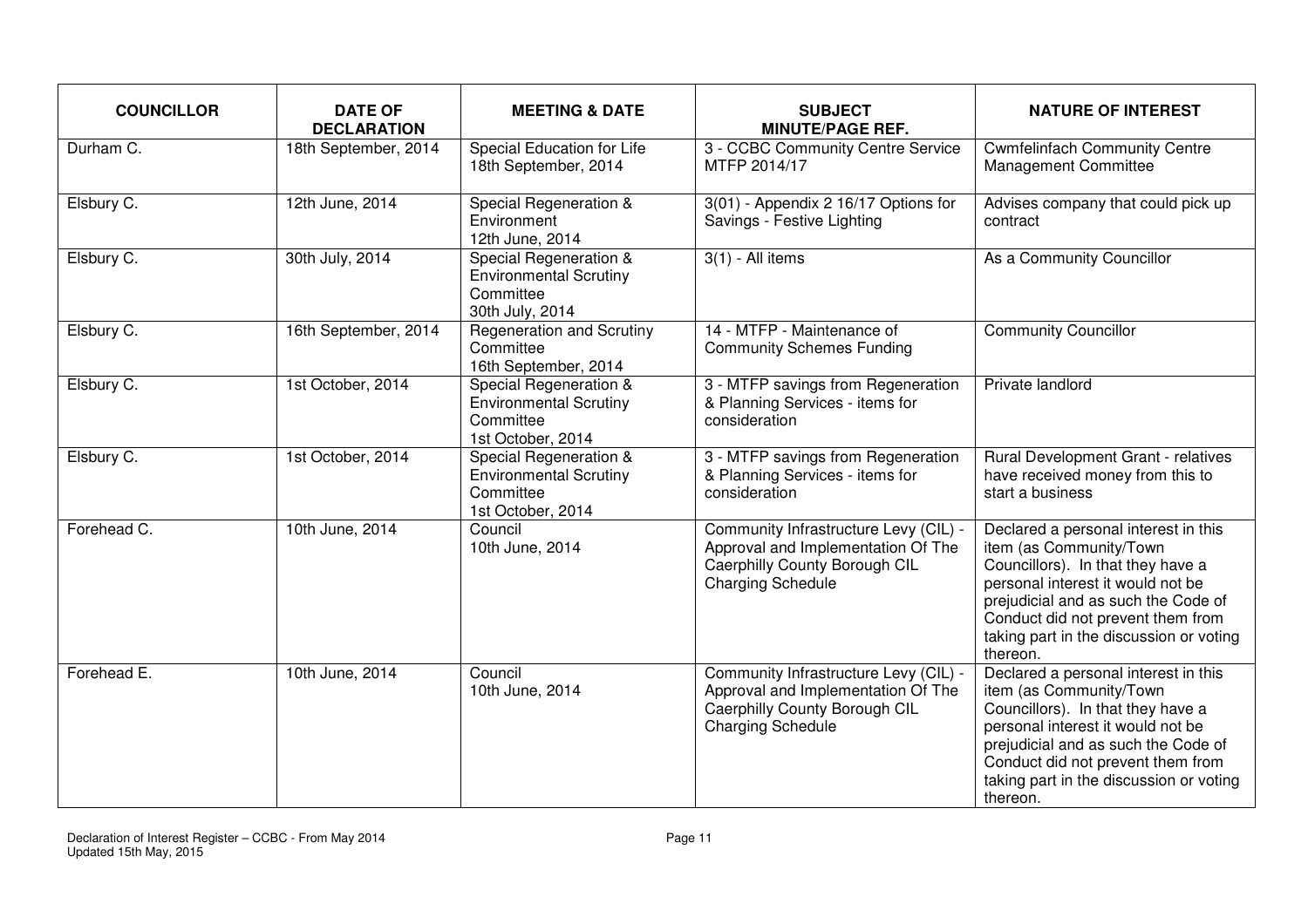| COUNCILLOR | DATE OF DECLARATION | MEETING & DATE | SUBJECT MINUTE/PAGE REF. | NATURE OF INTEREST |
|---|---|---|---|---|
| Durham C. | 18th September, 2014 | Special Education for Life 18th September, 2014 | 3 - CCBC Community Centre Service MTFP 2014/17 | Cwmfelinfach Community Centre Management Committee |
| Elsbury C. | 12th June, 2014 | Special Regeneration & Environment 12th June, 2014 | 3(01) - Appendix 2 16/17 Options for Savings - Festive Lighting | Advises company that could pick up contract |
| Elsbury C. | 30th July, 2014 | Special Regeneration & Environmental Scrutiny Committee 30th July, 2014 | 3(1) - All items | As a Community Councillor |
| Elsbury C. | 16th September, 2014 | Regeneration and Scrutiny Committee 16th September, 2014 | 14 - MTFP - Maintenance of Community Schemes Funding | Community Councillor |
| Elsbury C. | 1st October, 2014 | Special Regeneration & Environmental Scrutiny Committee 1st October, 2014 | 3 - MTFP savings from Regeneration & Planning Services - items for consideration | Private landlord |
| Elsbury C. | 1st October, 2014 | Special Regeneration & Environmental Scrutiny Committee 1st October, 2014 | 3 - MTFP savings from Regeneration & Planning Services - items for consideration | Rural Development Grant - relatives have received money from this to start a business |
| Forehead C. | 10th June, 2014 | Council 10th June, 2014 | Community Infrastructure Levy (CIL) - Approval and Implementation Of The Caerphilly County Borough CIL Charging Schedule | Declared a personal interest in this item (as Community/Town Councillors). In that they have a personal interest it would not be prejudicial and as such the Code of Conduct did not prevent them from taking part in the discussion or voting thereon. |
| Forehead E. | 10th June, 2014 | Council 10th June, 2014 | Community Infrastructure Levy (CIL) - Approval and Implementation Of The Caerphilly County Borough CIL Charging Schedule | Declared a personal interest in this item (as Community/Town Councillors). In that they have a personal interest it would not be prejudicial and as such the Code of Conduct did not prevent them from taking part in the discussion or voting thereon. |

Declaration of Interest Register – CCBC - From May 2014
Updated 15th May, 2015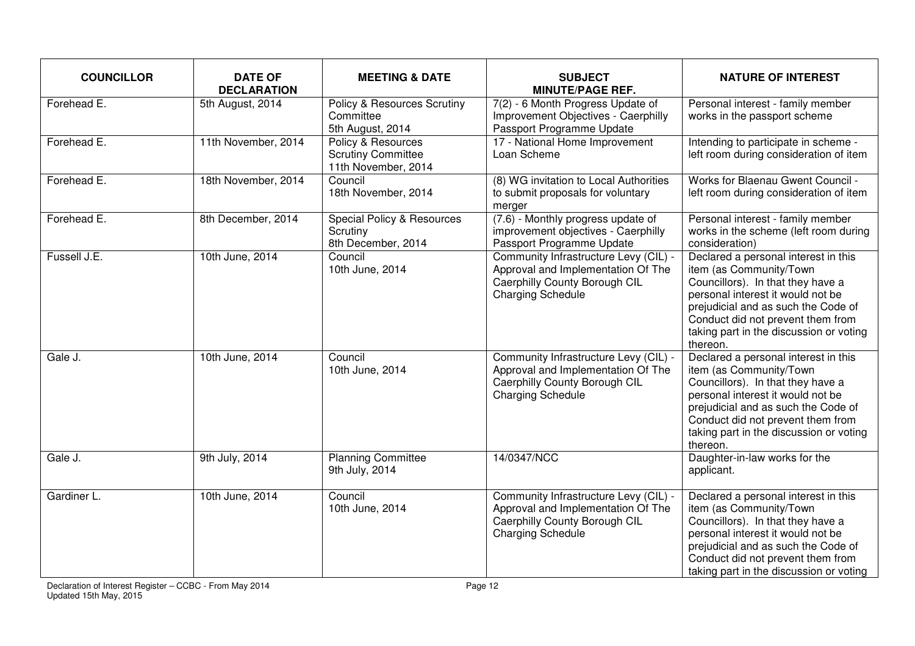| COUNCILLOR | DATE OF DECLARATION | MEETING & DATE | SUBJECT MINUTE/PAGE REF. | NATURE OF INTEREST |
|---|---|---|---|---|
| Forehead E. | 5th August, 2014 | Policy & Resources Scrutiny Committee 5th August, 2014 | 7(2) - 6 Month Progress Update of Improvement Objectives - Caerphilly Passport Programme Update | Personal interest - family member works in the passport scheme |
| Forehead E. | 11th November, 2014 | Policy & Resources Scrutiny Committee 11th November, 2014 | 17 - National Home Improvement Loan Scheme | Intending to participate in scheme - left room during consideration of item |
| Forehead E. | 18th November, 2014 | Council 18th November, 2014 | (8) WG invitation to Local Authorities to submit proposals for voluntary merger | Works for Blaenau Gwent Council - left room during consideration of item |
| Forehead E. | 8th December, 2014 | Special Policy & Resources Scrutiny 8th December, 2014 | (7.6) - Monthly progress update of improvement objectives - Caerphilly Passport Programme Update | Personal interest - family member works in the scheme (left room during consideration) |
| Fussell J.E. | 10th June, 2014 | Council 10th June, 2014 | Community Infrastructure Levy (CIL) - Approval and Implementation Of The Caerphilly County Borough CIL Charging Schedule | Declared a personal interest in this item (as Community/Town Councillors). In that they have a personal interest it would not be prejudicial and as such the Code of Conduct did not prevent them from taking part in the discussion or voting thereon. |
| Gale J. | 10th June, 2014 | Council 10th June, 2014 | Community Infrastructure Levy (CIL) - Approval and Implementation Of The Caerphilly County Borough CIL Charging Schedule | Declared a personal interest in this item (as Community/Town Councillors). In that they have a personal interest it would not be prejudicial and as such the Code of Conduct did not prevent them from taking part in the discussion or voting thereon. |
| Gale J. | 9th July, 2014 | Planning Committee 9th July, 2014 | 14/0347/NCC | Daughter-in-law works for the applicant. |
| Gardiner L. | 10th June, 2014 | Council 10th June, 2014 | Community Infrastructure Levy (CIL) - Approval and Implementation Of The Caerphilly County Borough CIL Charging Schedule | Declared a personal interest in this item (as Community/Town Councillors). In that they have a personal interest it would not be prejudicial and as such the Code of Conduct did not prevent them from taking part in the discussion or voting |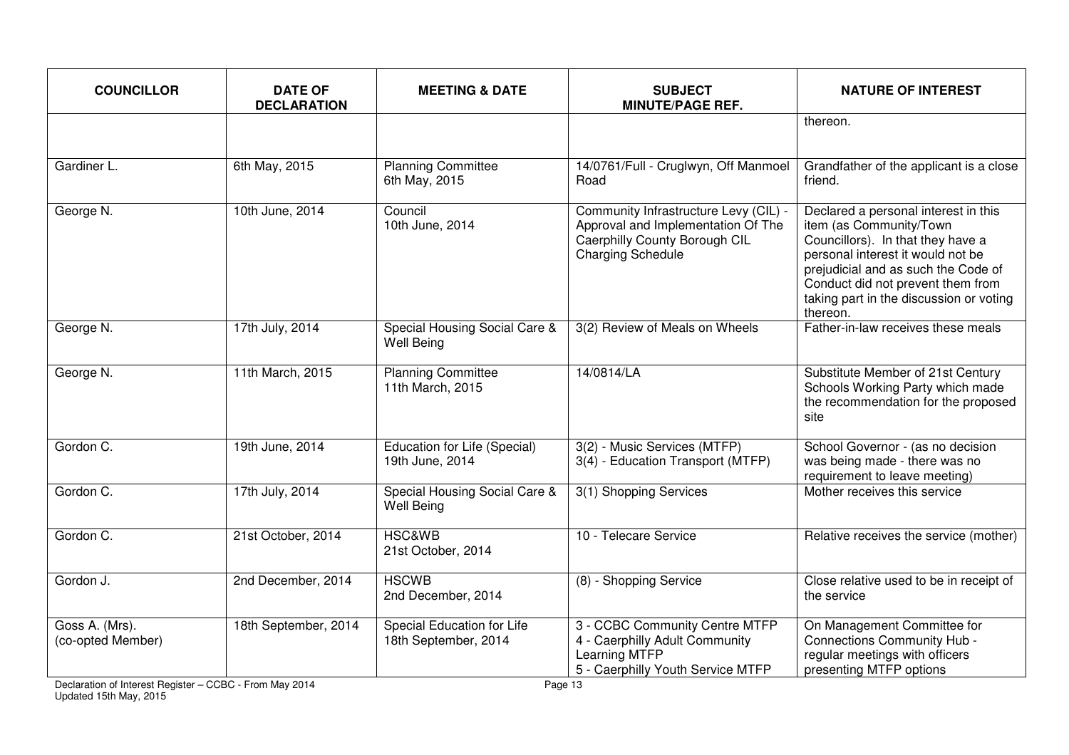| COUNCILLOR | DATE OF DECLARATION | MEETING & DATE | SUBJECT MINUTE/PAGE REF. | NATURE OF INTEREST |
|---|---|---|---|---|
| | | | | thereon. |
| Gardiner L. | 6th May, 2015 | Planning Committee 6th May, 2015 | 14/0761/Full - Cruglwyn, Off Manmoel Road | Grandfather of the applicant is a close friend. |
| George N. | 10th June, 2014 | Council 10th June, 2014 | Community Infrastructure Levy (CIL) - Approval and Implementation Of The Caerphilly County Borough CIL Charging Schedule | Declared a personal interest in this item (as Community/Town Councillors). In that they have a personal interest it would not be prejudicial and as such the Code of Conduct did not prevent them from taking part in the discussion or voting thereon. |
| George N. | 17th July, 2014 | Special Housing Social Care & Well Being | 3(2) Review of Meals on Wheels | Father-in-law receives these meals |
| George N. | 11th March, 2015 | Planning Committee 11th March, 2015 | 14/0814/LA | Substitute Member of 21st Century Schools Working Party which made the recommendation for the proposed site |
| Gordon C. | 19th June, 2014 | Education for Life (Special) 19th June, 2014 | 3(2) - Music Services (MTFP) 3(4) - Education Transport (MTFP) | School Governor - (as no decision was being made - there was no requirement to leave meeting) |
| Gordon C. | 17th July, 2014 | Special Housing Social Care & Well Being | 3(1) Shopping Services | Mother receives this service |
| Gordon C. | 21st October, 2014 | HSC&WB 21st October, 2014 | 10 - Telecare Service | Relative receives the service (mother) |
| Gordon J. | 2nd December, 2014 | HSCWB 2nd December, 2014 | (8) - Shopping Service | Close relative used to be in receipt of the service |
| Goss A. (Mrs). (co-opted Member) | 18th September, 2014 | Special Education for Life 18th September, 2014 | 3 - CCBC Community Centre MTFP 4 - Caerphilly Adult Community Learning MTFP 5 - Caerphilly Youth Service MTFP | On Management Committee for Connections Community Hub - regular meetings with officers presenting MTFP options |

Declaration of Interest Register – CCBC - From May 2014
Updated 15th May, 2015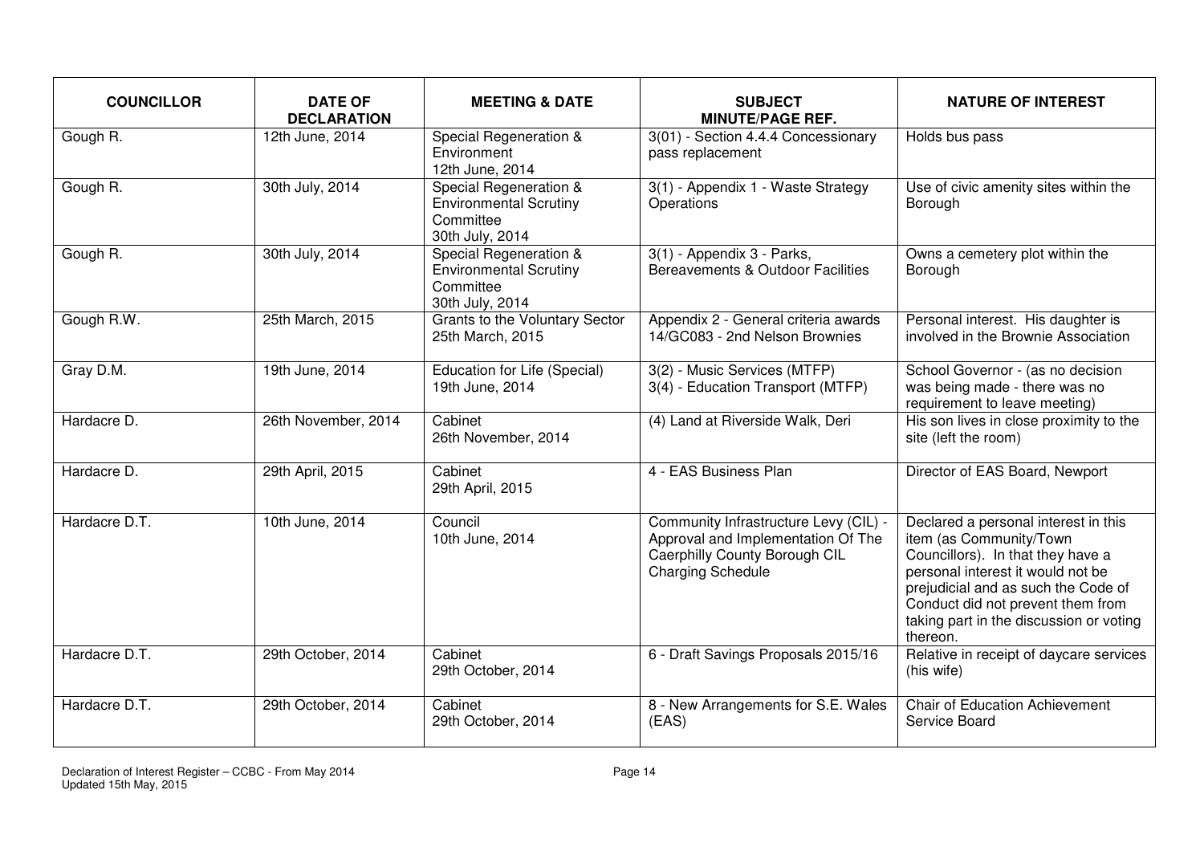| COUNCILLOR | DATE OF DECLARATION | MEETING & DATE | SUBJECT MINUTE/PAGE REF. | NATURE OF INTEREST |
|---|---|---|---|---|
| Gough R. | 12th June, 2014 | Special Regeneration & Environment 12th June, 2014 | 3(01) - Section 4.4.4 Concessionary pass replacement | Holds bus pass |
| Gough R. | 30th July, 2014 | Special Regeneration & Environmental Scrutiny Committee 30th July, 2014 | 3(1) - Appendix 1 - Waste Strategy Operations | Use of civic amenity sites within the Borough |
| Gough R. | 30th July, 2014 | Special Regeneration & Environmental Scrutiny Committee 30th July, 2014 | 3(1) - Appendix 3 - Parks, Bereavements & Outdoor Facilities | Owns a cemetery plot within the Borough |
| Gough R.W. | 25th March, 2015 | Grants to the Voluntary Sector 25th March, 2015 | Appendix 2 - General criteria awards 14/GC083 - 2nd Nelson Brownies | Personal interest. His daughter is involved in the Brownie Association |
| Gray D.M. | 19th June, 2014 | Education for Life (Special) 19th June, 2014 | 3(2) - Music Services (MTFP)<br>3(4) - Education Transport (MTFP) | School Governor - (as no decision was being made - there was no requirement to leave meeting) |
| Hardacre D. | 26th November, 2014 | Cabinet 26th November, 2014 | (4) Land at Riverside Walk, Deri | His son lives in close proximity to the site (left the room) |
| Hardacre D. | 29th April, 2015 | Cabinet 29th April, 2015 | 4 - EAS Business Plan | Director of EAS Board, Newport |
| Hardacre D.T. | 10th June, 2014 | Council 10th June, 2014 | Community Infrastructure Levy (CIL) - Approval and Implementation Of The Caerphilly County Borough CIL Charging Schedule | Declared a personal interest in this item (as Community/Town Councillors). In that they have a personal interest it would not be prejudicial and as such the Code of Conduct did not prevent them from taking part in the discussion or voting thereon. |
| Hardacre D.T. | 29th October, 2014 | Cabinet 29th October, 2014 | 6 - Draft Savings Proposals 2015/16 | Relative in receipt of daycare services (his wife) |
| Hardacre D.T. | 29th October, 2014 | Cabinet 29th October, 2014 | 8 - New Arrangements for S.E. Wales (EAS) | Chair of Education Achievement Service Board |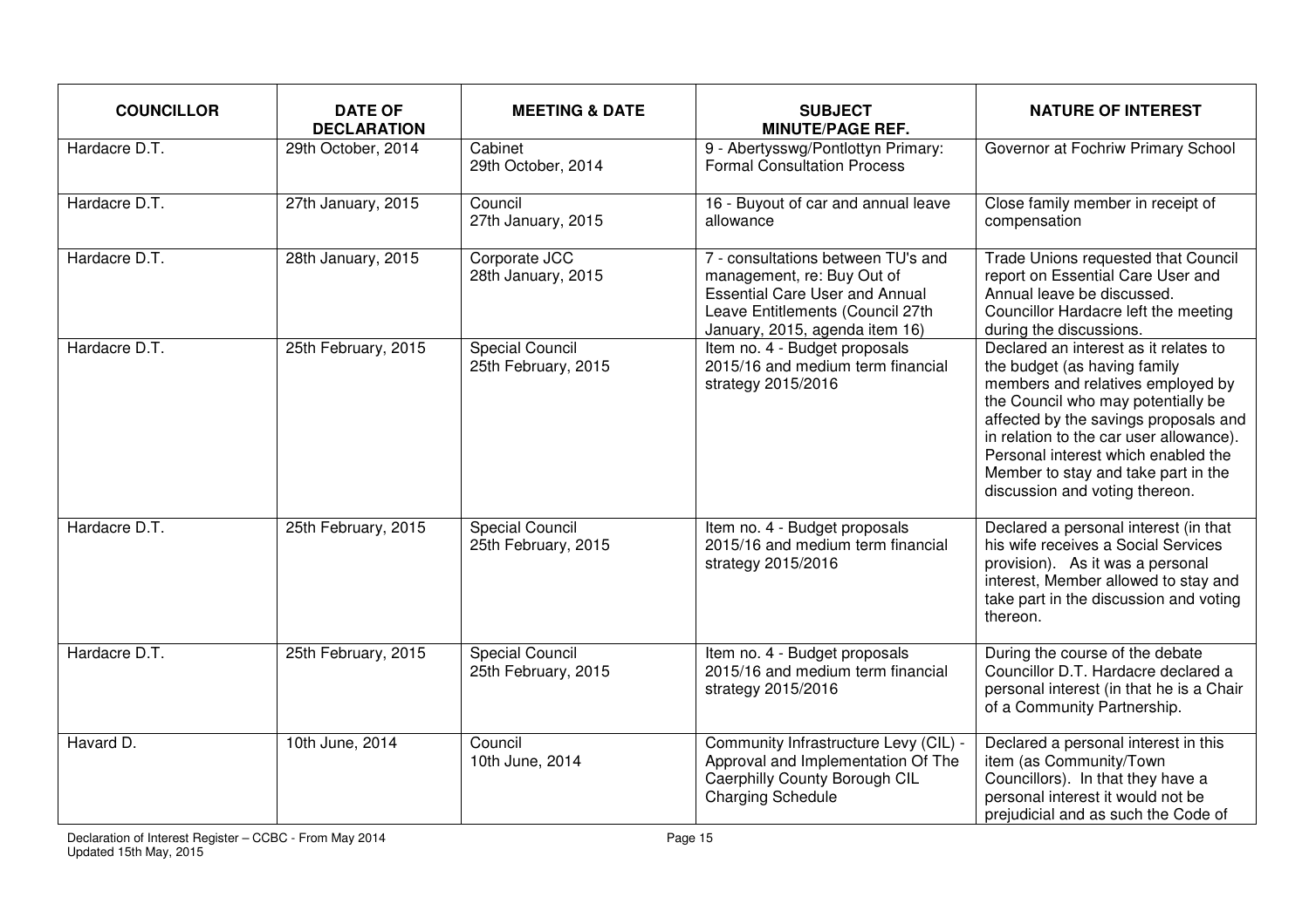| COUNCILLOR | DATE OF DECLARATION | MEETING & DATE | SUBJECT MINUTE/PAGE REF. | NATURE OF INTEREST |
|---|---|---|---|---|
| Hardacre D.T. | 29th October, 2014 | Cabinet 29th October, 2014 | 9 - Abertysswg/Pontlottyn Primary: Formal Consultation Process | Governor at Fochriw Primary School |
| Hardacre D.T. | 27th January, 2015 | Council 27th January, 2015 | 16 - Buyout of car and annual leave allowance | Close family member in receipt of compensation |
| Hardacre D.T. | 28th January, 2015 | Corporate JCC 28th January, 2015 | 7 - consultations between TU's and management, re: Buy Out of Essential Care User and Annual Leave Entitlements (Council 27th January, 2015, agenda item 16) | Trade Unions requested that Council report on Essential Care User and Annual leave be discussed. Councillor Hardacre left the meeting during the discussions. |
| Hardacre D.T. | 25th February, 2015 | Special Council 25th February, 2015 | Item no. 4 - Budget proposals 2015/16 and medium term financial strategy 2015/2016 | Declared an interest as it relates to the budget (as having family members and relatives employed by the Council who may potentially be affected by the savings proposals and in relation to the car user allowance). Personal interest which enabled the Member to stay and take part in the discussion and voting thereon. |
| Hardacre D.T. | 25th February, 2015 | Special Council 25th February, 2015 | Item no. 4 - Budget proposals 2015/16 and medium term financial strategy 2015/2016 | Declared a personal interest (in that his wife receives a Social Services provision). As it was a personal interest, Member allowed to stay and take part in the discussion and voting thereon. |
| Hardacre D.T. | 25th February, 2015 | Special Council 25th February, 2015 | Item no. 4 - Budget proposals 2015/16 and medium term financial strategy 2015/2016 | During the course of the debate Councillor D.T. Hardacre declared a personal interest (in that he is a Chair of a Community Partnership. |
| Havard D. | 10th June, 2014 | Council 10th June, 2014 | Community Infrastructure Levy (CIL) - Approval and Implementation Of The Caerphilly County Borough CIL Charging Schedule | Declared a personal interest in this item (as Community/Town Councillors). In that they have a personal interest it would not be prejudicial and as such the Code of |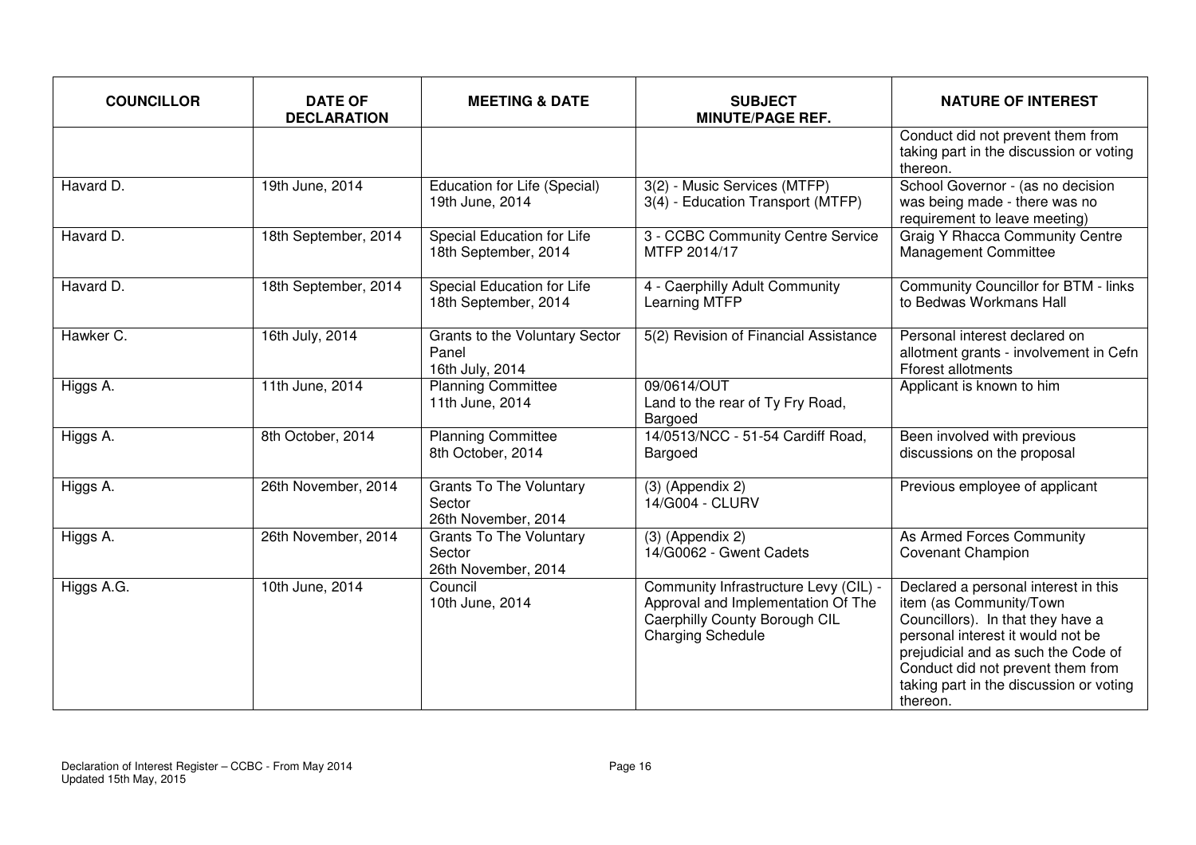| COUNCILLOR | DATE OF DECLARATION | MEETING & DATE | SUBJECT MINUTE/PAGE REF. | NATURE OF INTEREST |
|---|---|---|---|---|
| | | | | Conduct did not prevent them from taking part in the discussion or voting thereon. |
| Havard D. | 19th June, 2014 | Education for Life (Special) 19th June, 2014 | 3(2) - Music Services (MTFP) 3(4) - Education Transport (MTFP) | School Governor - (as no decision was being made - there was no requirement to leave meeting) |
| Havard D. | 18th September, 2014 | Special Education for Life 18th September, 2014 | 3 - CCBC Community Centre Service MTFP 2014/17 | Graig Y Rhacca Community Centre Management Committee |
| Havard D. | 18th September, 2014 | Special Education for Life 18th September, 2014 | 4 - Caerphilly Adult Community Learning MTFP | Community Councillor for BTM - links to Bedwas Workmans Hall |
| Hawker C. | 16th July, 2014 | Grants to the Voluntary Sector Panel 16th July, 2014 | 5(2) Revision of Financial Assistance | Personal interest declared on allotment grants - involvement in Cefn Fforest allotments |
| Higgs A. | 11th June, 2014 | Planning Committee 11th June, 2014 | 09/0614/OUT Land to the rear of Ty Fry Road, Bargoed | Applicant is known to him |
| Higgs A. | 8th October, 2014 | Planning Committee 8th October, 2014 | 14/0513/NCC - 51-54 Cardiff Road, Bargoed | Been involved with previous discussions on the proposal |
| Higgs A. | 26th November, 2014 | Grants To The Voluntary Sector 26th November, 2014 | (3) (Appendix 2) 14/G004 - CLURV | Previous employee of applicant |
| Higgs A. | 26th November, 2014 | Grants To The Voluntary Sector 26th November, 2014 | (3) (Appendix 2) 14/G0062 - Gwent Cadets | As Armed Forces Community Covenant Champion |
| Higgs A.G. | 10th June, 2014 | Council 10th June, 2014 | Community Infrastructure Levy (CIL) - Approval and Implementation Of The Caerphilly County Borough CIL Charging Schedule | Declared a personal interest in this item (as Community/Town Councillors). In that they have a personal interest it would not be prejudicial and as such the Code of Conduct did not prevent them from taking part in the discussion or voting thereon. |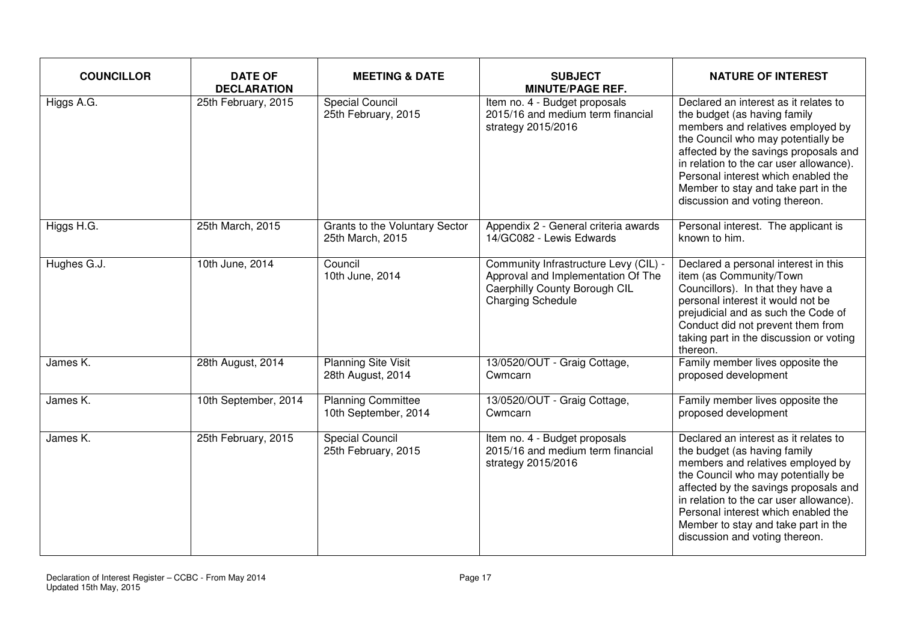| COUNCILLOR | DATE OF DECLARATION | MEETING & DATE | SUBJECT MINUTE/PAGE REF. | NATURE OF INTEREST |
|---|---|---|---|---|
| Higgs A.G. | 25th February, 2015 | Special Council 25th February, 2015 | Item no. 4 - Budget proposals 2015/16 and medium term financial strategy 2015/2016 | Declared an interest as it relates to the budget (as having family members and relatives employed by the Council who may potentially be affected by the savings proposals and in relation to the car user allowance). Personal interest which enabled the Member to stay and take part in the discussion and voting thereon. |
| Higgs H.G. | 25th March, 2015 | Grants to the Voluntary Sector 25th March, 2015 | Appendix 2 - General criteria awards 14/GC082 - Lewis Edwards | Personal interest. The applicant is known to him. |
| Hughes G.J. | 10th June, 2014 | Council 10th June, 2014 | Community Infrastructure Levy (CIL) - Approval and Implementation Of The Caerphilly County Borough CIL Charging Schedule | Declared a personal interest in this item (as Community/Town Councillors). In that they have a personal interest it would not be prejudicial and as such the Code of Conduct did not prevent them from taking part in the discussion or voting thereon. |
| James K. | 28th August, 2014 | Planning Site Visit 28th August, 2014 | 13/0520/OUT - Graig Cottage, Cwmcarn | Family member lives opposite the proposed development |
| James K. | 10th September, 2014 | Planning Committee 10th September, 2014 | 13/0520/OUT - Graig Cottage, Cwmcarn | Family member lives opposite the proposed development |
| James K. | 25th February, 2015 | Special Council 25th February, 2015 | Item no. 4 - Budget proposals 2015/16 and medium term financial strategy 2015/2016 | Declared an interest as it relates to the budget (as having family members and relatives employed by the Council who may potentially be affected by the savings proposals and in relation to the car user allowance). Personal interest which enabled the Member to stay and take part in the discussion and voting thereon. |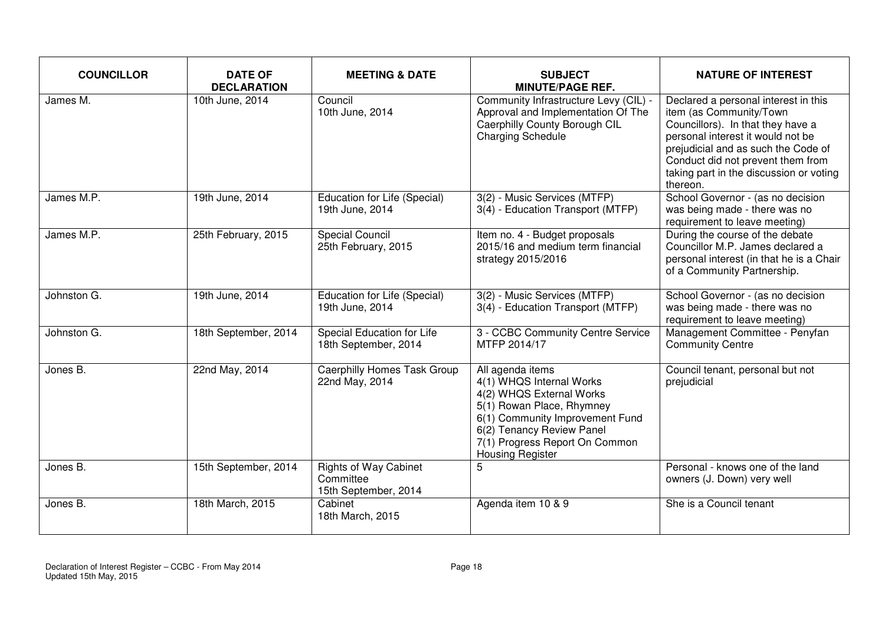| COUNCILLOR | DATE OF DECLARATION | MEETING & DATE | SUBJECT MINUTE/PAGE REF. | NATURE OF INTEREST |
|---|---|---|---|---|
| James M. | 10th June, 2014 | Council 10th June, 2014 | Community Infrastructure Levy (CIL) - Approval and Implementation Of The Caerphilly County Borough CIL Charging Schedule | Declared a personal interest in this item (as Community/Town Councillors). In that they have a personal interest it would not be prejudicial and as such the Code of Conduct did not prevent them from taking part in the discussion or voting thereon. |
| James M.P. | 19th June, 2014 | Education for Life (Special) 19th June, 2014 | 3(2) - Music Services (MTFP)<br>3(4) - Education Transport (MTFP) | School Governor - (as no decision was being made - there was no requirement to leave meeting) |
| James M.P. | 25th February, 2015 | Special Council 25th February, 2015 | Item no. 4 - Budget proposals 2015/16 and medium term financial strategy 2015/2016 | During the course of the debate Councillor M.P. James declared a personal interest (in that he is a Chair of a Community Partnership. |
| Johnston G. | 19th June, 2014 | Education for Life (Special) 19th June, 2014 | 3(2) - Music Services (MTFP)<br>3(4) - Education Transport (MTFP) | School Governor - (as no decision was being made - there was no requirement to leave meeting) |
| Johnston G. | 18th September, 2014 | Special Education for Life 18th September, 2014 | 3 - CCBC Community Centre Service MTFP 2014/17 | Management Committee - Penyfan Community Centre |
| Jones B. | 22nd May, 2014 | Caerphilly Homes Task Group 22nd May, 2014 | All agenda items<br>4(1) WHQS Internal Works<br>4(2) WHQS External Works<br>5(1) Rowan Place, Rhymney<br>6(1) Community Improvement Fund<br>6(2) Tenancy Review Panel<br>7(1) Progress Report On Common Housing Register | Council tenant, personal but not prejudicial |
| Jones B. | 15th September, 2014 | Rights of Way Cabinet Committee 15th September, 2014 | 5 | Personal - knows one of the land owners (J. Down) very well |
| Jones B. | 18th March, 2015 | Cabinet 18th March, 2015 | Agenda item 10 & 9 | She is a Council tenant |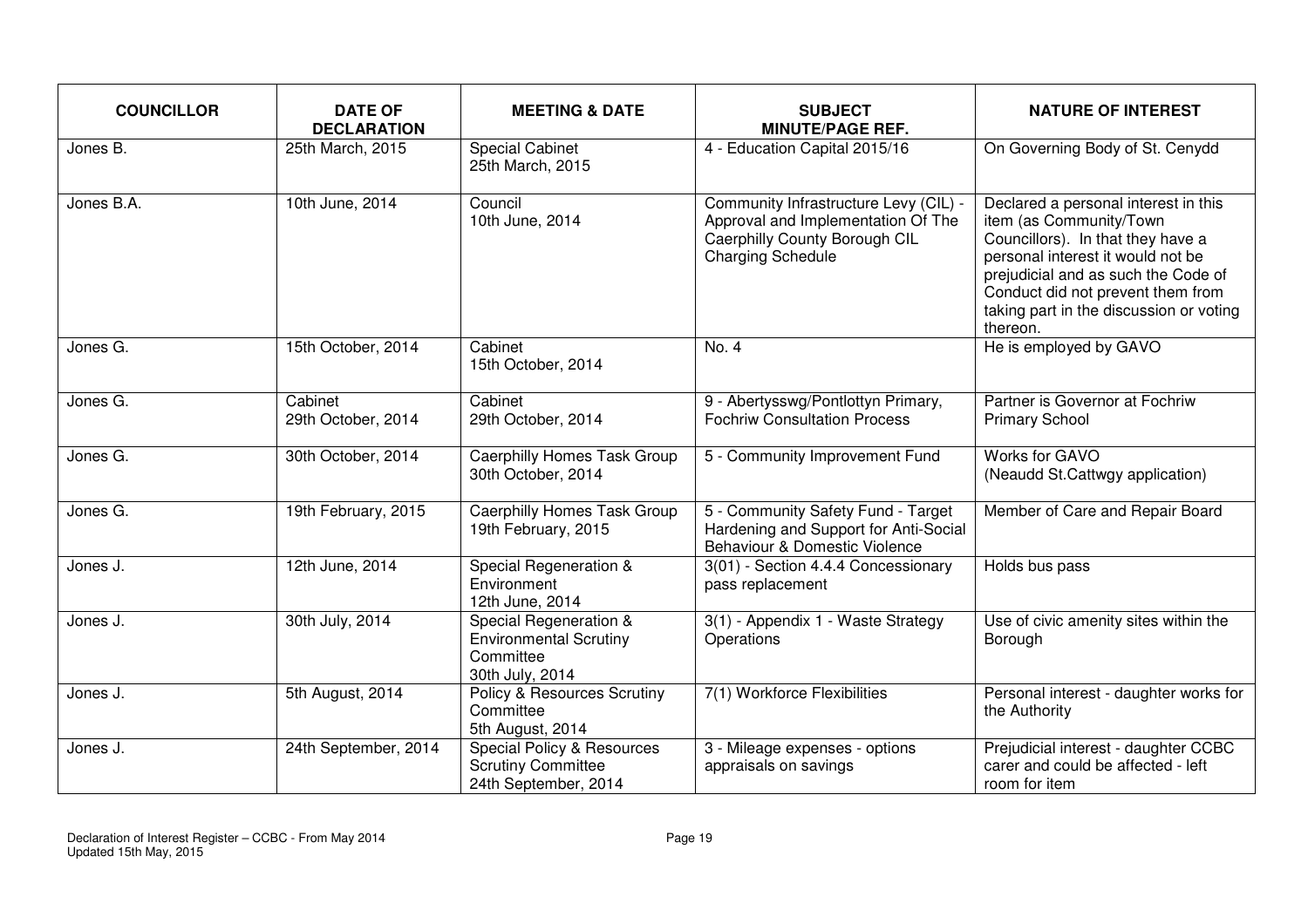| COUNCILLOR | DATE OF DECLARATION | MEETING & DATE | SUBJECT MINUTE/PAGE REF. | NATURE OF INTEREST |
|---|---|---|---|---|
| Jones B. | 25th March, 2015 | Special Cabinet 25th March, 2015 | 4 - Education Capital 2015/16 | On Governing Body of St. Cenydd |
| Jones B.A. | 10th June, 2014 | Council 10th June, 2014 | Community Infrastructure Levy (CIL) - Approval and Implementation Of The Caerphilly County Borough CIL Charging Schedule | Declared a personal interest in this item (as Community/Town Councillors). In that they have a personal interest it would not be prejudicial and as such the Code of Conduct did not prevent them from taking part in the discussion or voting thereon. |
| Jones G. | 15th October, 2014 | Cabinet 15th October, 2014 | No. 4 | He is employed by GAVO |
| Jones G. | Cabinet 29th October, 2014 | Cabinet 29th October, 2014 | 9 - Abertysswg/Pontlottyn Primary, Fochriw Consultation Process | Partner is Governor at Fochriw Primary School |
| Jones G. | 30th October, 2014 | Caerphilly Homes Task Group 30th October, 2014 | 5 - Community Improvement Fund | Works for GAVO (Neaudd St.Cattwgy application) |
| Jones G. | 19th February, 2015 | Caerphilly Homes Task Group 19th February, 2015 | 5 - Community Safety Fund - Target Hardening and Support for Anti-Social Behaviour & Domestic Violence | Member of Care and Repair Board |
| Jones J. | 12th June, 2014 | Special Regeneration & Environment 12th June, 2014 | 3(01) - Section 4.4.4 Concessionary pass replacement | Holds bus pass |
| Jones J. | 30th July, 2014 | Special Regeneration & Environmental Scrutiny Committee 30th July, 2014 | 3(1) - Appendix 1 - Waste Strategy Operations | Use of civic amenity sites within the Borough |
| Jones J. | 5th August, 2014 | Policy & Resources Scrutiny Committee 5th August, 2014 | 7(1) Workforce Flexibilities | Personal interest - daughter works for the Authority |
| Jones J. | 24th September, 2014 | Special Policy & Resources Scrutiny Committee 24th September, 2014 | 3 - Mileage expenses - options appraisals on savings | Prejudicial interest - daughter CCBC carer and could be affected - left room for item |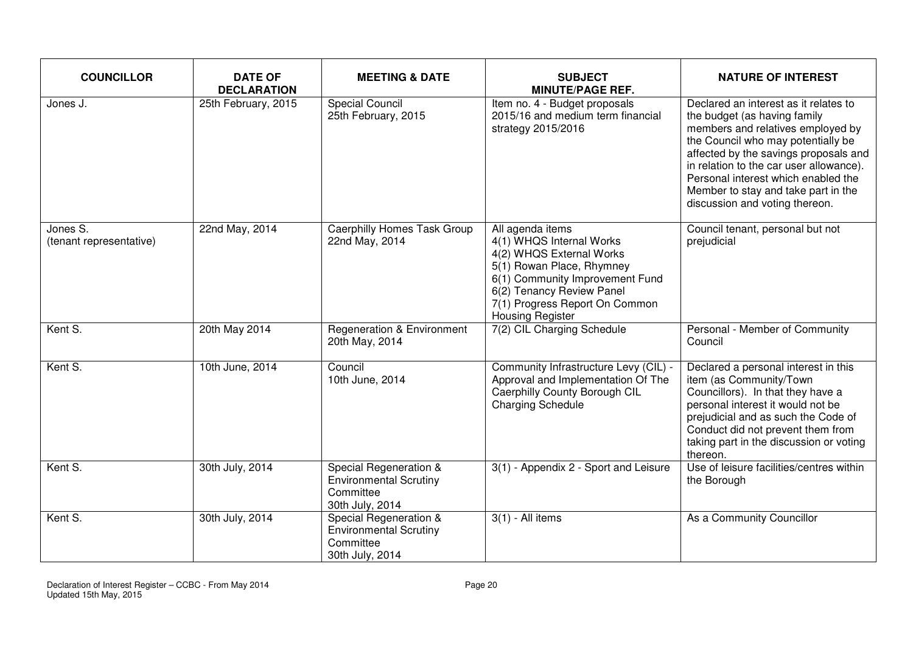| COUNCILLOR | DATE OF DECLARATION | MEETING & DATE | SUBJECT MINUTE/PAGE REF. | NATURE OF INTEREST |
|---|---|---|---|---|
| Jones J. | 25th February, 2015 | Special Council 25th February, 2015 | Item no. 4 - Budget proposals 2015/16 and medium term financial strategy 2015/2016 | Declared an interest as it relates to the budget (as having family members and relatives employed by the Council who may potentially be affected by the savings proposals and in relation to the car user allowance). Personal interest which enabled the Member to stay and take part in the discussion and voting thereon. |
| Jones S. (tenant representative) | 22nd May, 2014 | Caerphilly Homes Task Group 22nd May, 2014 | All agenda items 4(1) WHQS Internal Works 4(2) WHQS External Works 5(1) Rowan Place, Rhymney 6(1) Community Improvement Fund 6(2) Tenancy Review Panel 7(1) Progress Report On Common Housing Register | Council tenant, personal but not prejudicial |
| Kent S. | 20th May 2014 | Regeneration & Environment 20th May, 2014 | 7(2) CIL Charging Schedule | Personal - Member of Community Council |
| Kent S. | 10th June, 2014 | Council 10th June, 2014 | Community Infrastructure Levy (CIL) - Approval and Implementation Of The Caerphilly County Borough CIL Charging Schedule | Declared a personal interest in this item (as Community/Town Councillors). In that they have a personal interest it would not be prejudicial and as such the Code of Conduct did not prevent them from taking part in the discussion or voting thereon. |
| Kent S. | 30th July, 2014 | Special Regeneration & Environmental Scrutiny Committee 30th July, 2014 | 3(1) - Appendix 2 - Sport and Leisure | Use of leisure facilities/centres within the Borough |
| Kent S. | 30th July, 2014 | Special Regeneration & Environmental Scrutiny Committee 30th July, 2014 | 3(1) - All items | As a Community Councillor |

Declaration of Interest Register – CCBC - From May 2014
Updated 15th May, 2015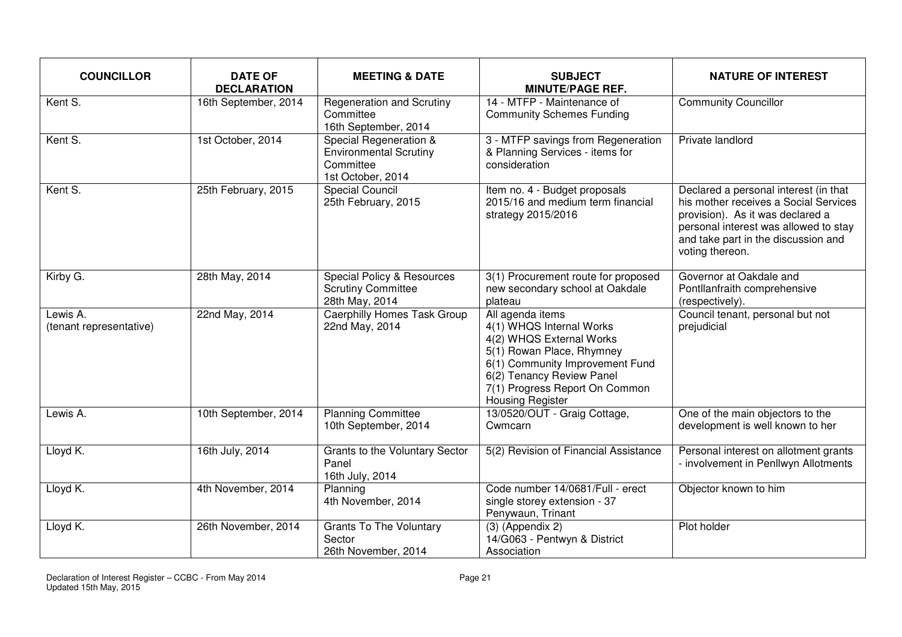| COUNCILLOR | DATE OF DECLARATION | MEETING & DATE | SUBJECT MINUTE/PAGE REF. | NATURE OF INTEREST |
|---|---|---|---|---|
| Kent S. | 16th September, 2014 | Regeneration and Scrutiny Committee 16th September, 2014 | 14 - MTFP - Maintenance of Community Schemes Funding | Community Councillor |
| Kent S. | 1st October, 2014 | Special Regeneration & Environmental Scrutiny Committee 1st October, 2014 | 3 - MTFP savings from Regeneration & Planning Services - items for consideration | Private landlord |
| Kent S. | 25th February, 2015 | Special Council 25th February, 2015 | Item no. 4 - Budget proposals 2015/16 and medium term financial strategy 2015/2016 | Declared a personal interest (in that his mother receives a Social Services provision). As it was declared a personal interest was allowed to stay and take part in the discussion and voting thereon. |
| Kirby G. | 28th May, 2014 | Special Policy & Resources Scrutiny Committee 28th May, 2014 | 3(1) Procurement route for proposed new secondary school at Oakdale plateau | Governor at Oakdale and Pontllanfraith comprehensive (respectively). |
| Lewis A. (tenant representative) | 22nd May, 2014 | Caerphilly Homes Task Group 22nd May, 2014 | All agenda items 4(1) WHQS Internal Works 4(2) WHQS External Works 5(1) Rowan Place, Rhymney 6(1) Community Improvement Fund 6(2) Tenancy Review Panel 7(1) Progress Report On Common Housing Register | Council tenant, personal but not prejudicial |
| Lewis A. | 10th September, 2014 | Planning Committee 10th September, 2014 | 13/0520/OUT - Graig Cottage, Cwmcarn | One of the main objectors to the development is well known to her |
| Lloyd K. | 16th July, 2014 | Grants to the Voluntary Sector Panel 16th July, 2014 | 5(2) Revision of Financial Assistance | Personal interest on allotment grants - involvement in Penllwyn Allotments |
| Lloyd K. | 4th November, 2014 | Planning 4th November, 2014 | Code number 14/0681/Full - erect single storey extension - 37 Penywaun, Trinant | Objector known to him |
| Lloyd K. | 26th November, 2014 | Grants To The Voluntary Sector 26th November, 2014 | (3) (Appendix 2) 14/G063 - Pentwyn & District Association | Plot holder |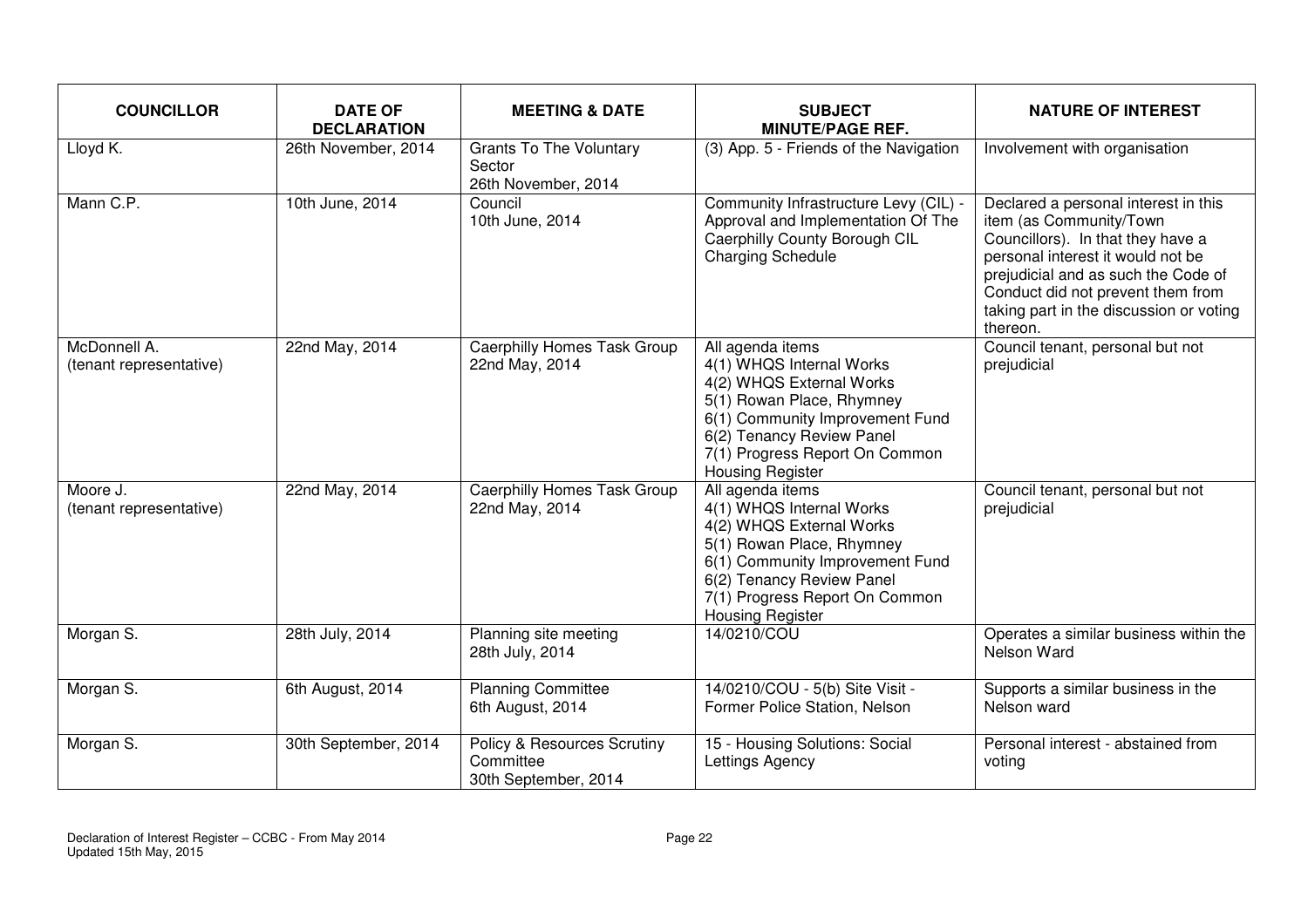| COUNCILLOR | DATE OF DECLARATION | MEETING & DATE | SUBJECT MINUTE/PAGE REF. | NATURE OF INTEREST |
|---|---|---|---|---|
| Lloyd K. | 26th November, 2014 | Grants To The Voluntary Sector 26th November, 2014 | (3) App. 5 - Friends of the Navigation | Involvement with organisation |
| Mann C.P. | 10th June, 2014 | Council 10th June, 2014 | Community Infrastructure Levy (CIL) - Approval and Implementation Of The Caerphilly County Borough CIL Charging Schedule | Declared a personal interest in this item (as Community/Town Councillors). In that they have a personal interest it would not be prejudicial and as such the Code of Conduct did not prevent them from taking part in the discussion or voting thereon. |
| McDonnell A. (tenant representative) | 22nd May, 2014 | Caerphilly Homes Task Group 22nd May, 2014 | All agenda items 4(1) WHQS Internal Works 4(2) WHQS External Works 5(1) Rowan Place, Rhymney 6(1) Community Improvement Fund 6(2) Tenancy Review Panel 7(1) Progress Report On Common Housing Register | Council tenant, personal but not prejudicial |
| Moore J. (tenant representative) | 22nd May, 2014 | Caerphilly Homes Task Group 22nd May, 2014 | All agenda items 4(1) WHQS Internal Works 4(2) WHQS External Works 5(1) Rowan Place, Rhymney 6(1) Community Improvement Fund 6(2) Tenancy Review Panel 7(1) Progress Report On Common Housing Register | Council tenant, personal but not prejudicial |
| Morgan S. | 28th July, 2014 | Planning site meeting 28th July, 2014 | 14/0210/COU | Operates a similar business within the Nelson Ward |
| Morgan S. | 6th August, 2014 | Planning Committee 6th August, 2014 | 14/0210/COU - 5(b) Site Visit - Former Police Station, Nelson | Supports a similar business in the Nelson ward |
| Morgan S. | 30th September, 2014 | Policy & Resources Scrutiny Committee 30th September, 2014 | 15 - Housing Solutions: Social Lettings Agency | Personal interest - abstained from voting |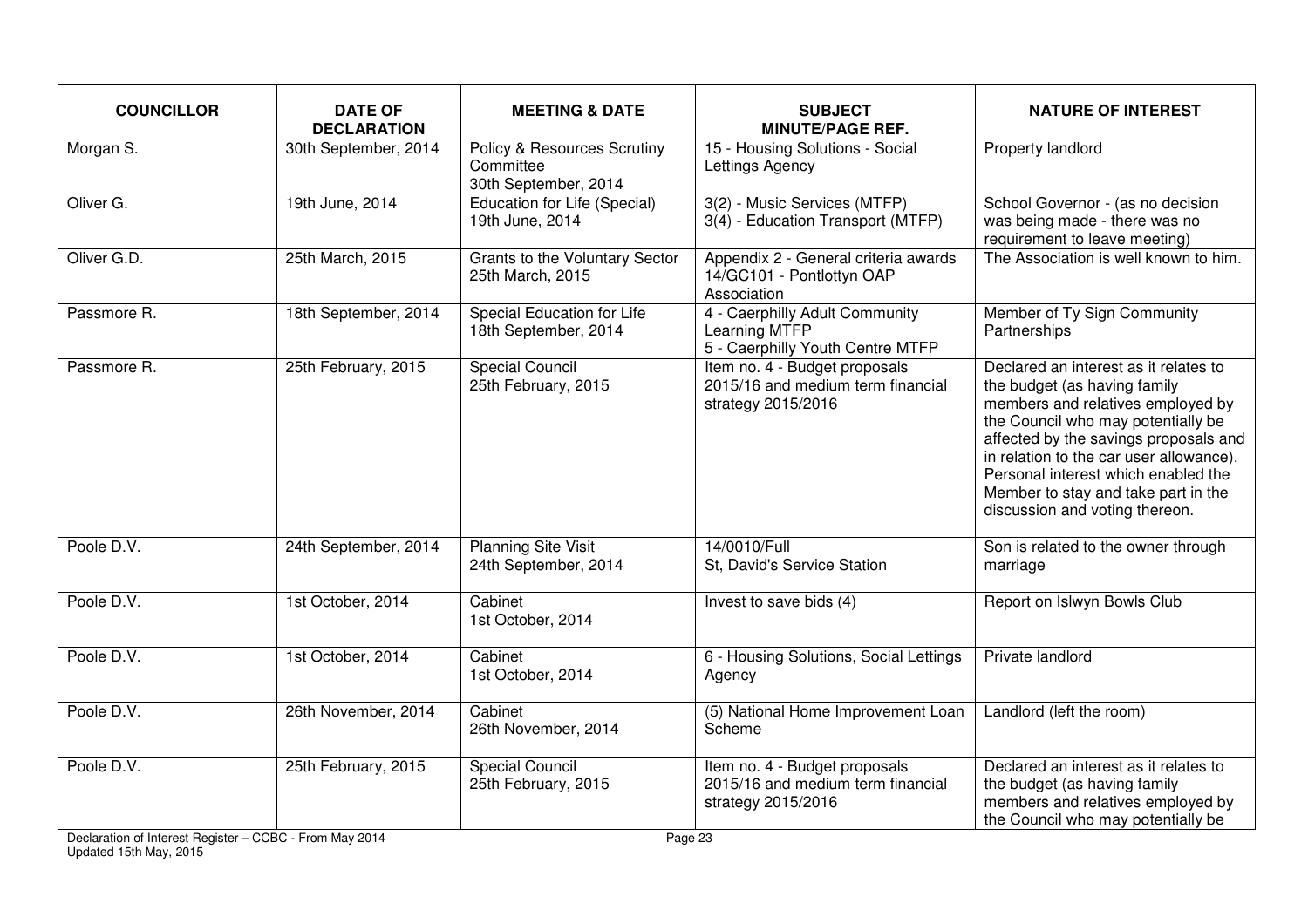| COUNCILLOR | DATE OF DECLARATION | MEETING & DATE | SUBJECT MINUTE/PAGE REF. | NATURE OF INTEREST |
|---|---|---|---|---|
| Morgan S. | 30th September, 2014 | Policy & Resources Scrutiny Committee 30th September, 2014 | 15 - Housing Solutions - Social Lettings Agency | Property landlord |
| Oliver G. | 19th June, 2014 | Education for Life (Special) 19th June, 2014 | 3(2) - Music Services (MTFP) 3(4) - Education Transport (MTFP) | School Governor - (as no decision was being made - there was no requirement to leave meeting) |
| Oliver G.D. | 25th March, 2015 | Grants to the Voluntary Sector 25th March, 2015 | Appendix 2 - General criteria awards 14/GC101 - Pontlottyn OAP Association | The Association is well known to him. |
| Passmore R. | 18th September, 2014 | Special Education for Life 18th September, 2014 | 4 - Caerphilly Adult Community Learning MTFP 5 - Caerphilly Youth Centre MTFP | Member of Ty Sign Community Partnerships |
| Passmore R. | 25th February, 2015 | Special Council 25th February, 2015 | Item no. 4 - Budget proposals 2015/16 and medium term financial strategy 2015/2016 | Declared an interest as it relates to the budget (as having family members and relatives employed by the Council who may potentially be affected by the savings proposals and in relation to the car user allowance). Personal interest which enabled the Member to stay and take part in the discussion and voting thereon. |
| Poole D.V. | 24th September, 2014 | Planning Site Visit 24th September, 2014 | 14/0010/Full St, David's Service Station | Son is related to the owner through marriage |
| Poole D.V. | 1st October, 2014 | Cabinet 1st October, 2014 | Invest to save bids (4) | Report on Islwyn Bowls Club |
| Poole D.V. | 1st October, 2014 | Cabinet 1st October, 2014 | 6 - Housing Solutions, Social Lettings Agency | Private landlord |
| Poole D.V. | 26th November, 2014 | Cabinet 26th November, 2014 | (5) National Home Improvement Loan Scheme | Landlord (left the room) |
| Poole D.V. | 25th February, 2015 | Special Council 25th February, 2015 | Item no. 4 - Budget proposals 2015/16 and medium term financial strategy 2015/2016 | Declared an interest as it relates to the budget (as having family members and relatives employed by the Council who may potentially be |

Declaration of Interest Register – CCBC - From May 2014
Updated 15th May, 2015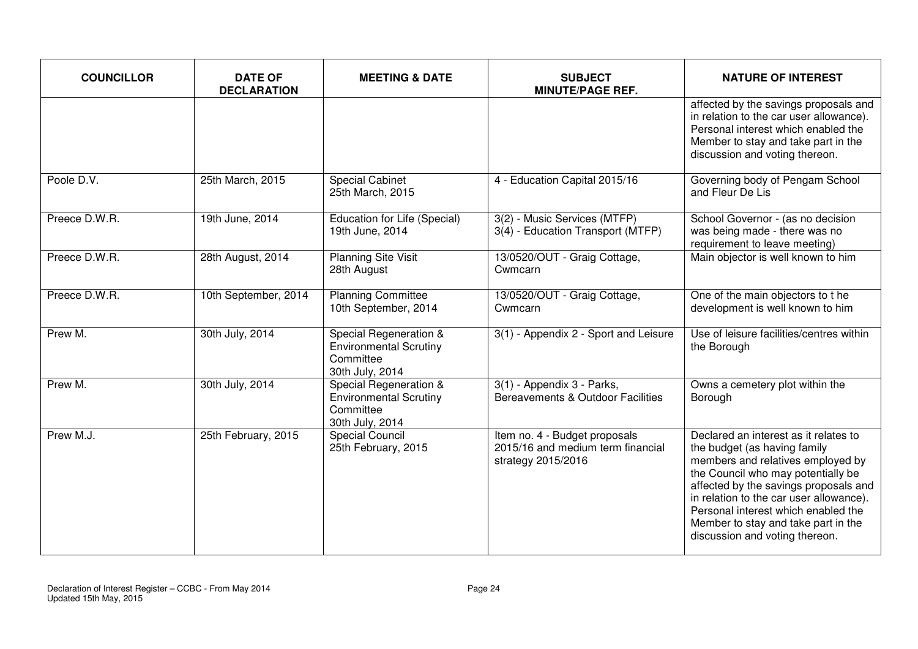| COUNCILLOR | DATE OF DECLARATION | MEETING & DATE | SUBJECT MINUTE/PAGE REF. | NATURE OF INTEREST |
|---|---|---|---|---|
| | | | | affected by the savings proposals and in relation to the car user allowance). Personal interest which enabled the Member to stay and take part in the discussion and voting thereon. |
| Poole D.V. | 25th March, 2015 | Special Cabinet 25th March, 2015 | 4 - Education Capital 2015/16 | Governing body of Pengam School and Fleur De Lis |
| Preece D.W.R. | 19th June, 2014 | Education for Life (Special) 19th June, 2014 | 3(2) - Music Services (MTFP) 3(4) - Education Transport (MTFP) | School Governor - (as no decision was being made - there was no requirement to leave meeting) |
| Preece D.W.R. | 28th August, 2014 | Planning Site Visit 28th August | 13/0520/OUT - Graig Cottage, Cwmcarn | Main objector is well known to him |
| Preece D.W.R. | 10th September, 2014 | Planning Committee 10th September, 2014 | 13/0520/OUT - Graig Cottage, Cwmcarn | One of the main objectors to t he development is well known to him |
| Prew M. | 30th July, 2014 | Special Regeneration & Environmental Scrutiny Committee 30th July, 2014 | 3(1) - Appendix 2 - Sport and Leisure | Use of leisure facilities/centres within the Borough |
| Prew M. | 30th July, 2014 | Special Regeneration & Environmental Scrutiny Committee 30th July, 2014 | 3(1) - Appendix 3 - Parks, Bereavements & Outdoor Facilities | Owns a cemetery plot within the Borough |
| Prew M.J. | 25th February, 2015 | Special Council 25th February, 2015 | Item no. 4 - Budget proposals 2015/16 and medium term financial strategy 2015/2016 | Declared an interest as it relates to the budget (as having family members and relatives employed by the Council who may potentially be affected by the savings proposals and in relation to the car user allowance). Personal interest which enabled the Member to stay and take part in the discussion and voting thereon. |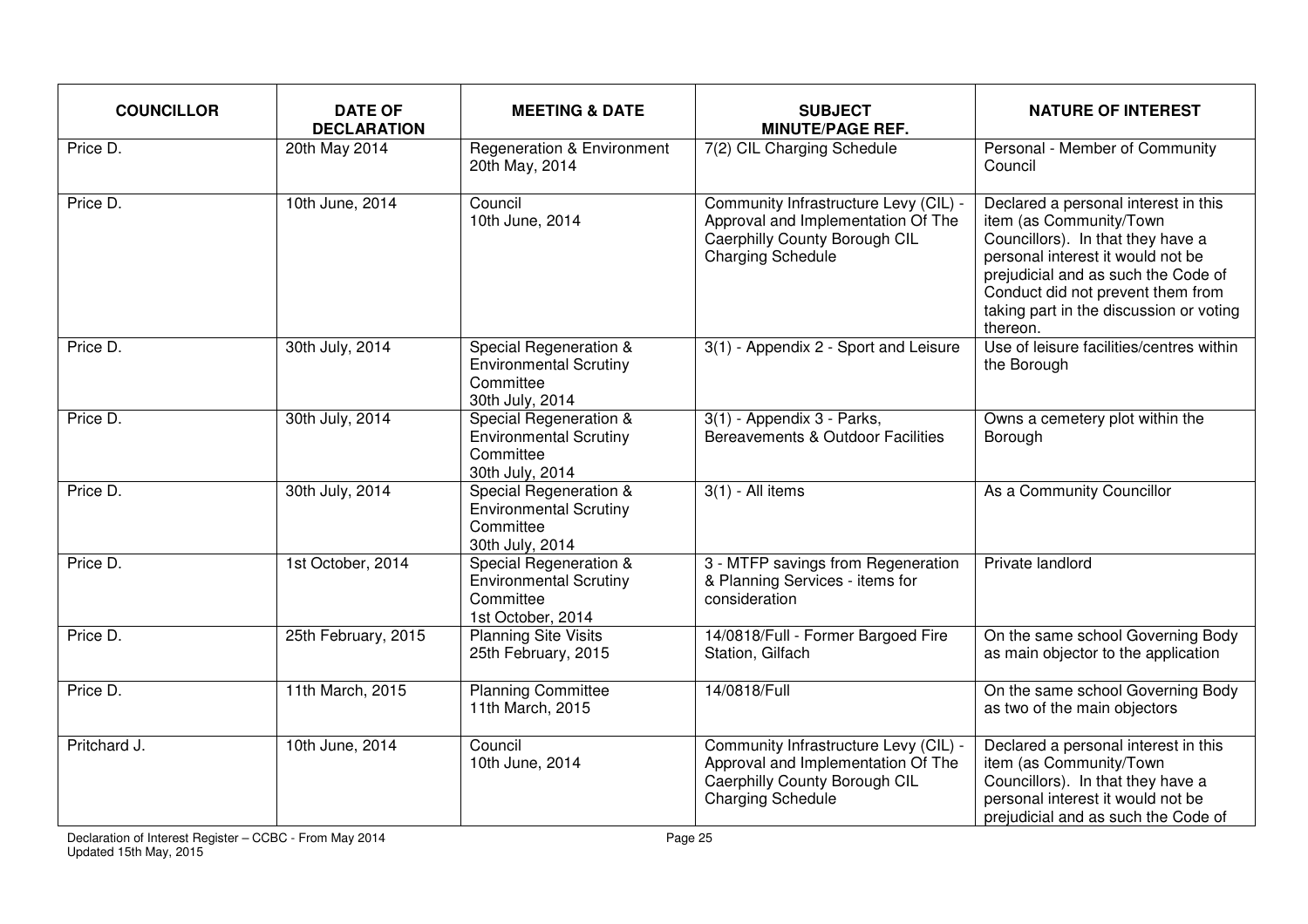| COUNCILLOR | DATE OF DECLARATION | MEETING & DATE | SUBJECT MINUTE/PAGE REF. | NATURE OF INTEREST |
| --- | --- | --- | --- | --- |
| Price D. | 20th May 2014 | Regeneration & Environment 20th May, 2014 | 7(2) CIL Charging Schedule | Personal - Member of Community Council |
| Price D. | 10th June, 2014 | Council 10th June, 2014 | Community Infrastructure Levy (CIL) - Approval and Implementation Of The Caerphilly County Borough CIL Charging Schedule | Declared a personal interest in this item (as Community/Town Councillors). In that they have a personal interest it would not be prejudicial and as such the Code of Conduct did not prevent them from taking part in the discussion or voting thereon. |
| Price D. | 30th July, 2014 | Special Regeneration & Environmental Scrutiny Committee 30th July, 2014 | 3(1) - Appendix 2 - Sport and Leisure | Use of leisure facilities/centres within the Borough |
| Price D. | 30th July, 2014 | Special Regeneration & Environmental Scrutiny Committee 30th July, 2014 | 3(1) - Appendix 3 - Parks, Bereavements & Outdoor Facilities | Owns a cemetery plot within the Borough |
| Price D. | 30th July, 2014 | Special Regeneration & Environmental Scrutiny Committee 30th July, 2014 | 3(1) - All items | As a Community Councillor |
| Price D. | 1st October, 2014 | Special Regeneration & Environmental Scrutiny Committee 1st October, 2014 | 3 - MTFP savings from Regeneration & Planning Services - items for consideration | Private landlord |
| Price D. | 25th February, 2015 | Planning Site Visits 25th February, 2015 | 14/0818/Full - Former Bargoed Fire Station, Gilfach | On the same school Governing Body as main objector to the application |
| Price D. | 11th March, 2015 | Planning Committee 11th March, 2015 | 14/0818/Full | On the same school Governing Body as two of the main objectors |
| Pritchard J. | 10th June, 2014 | Council 10th June, 2014 | Community Infrastructure Levy (CIL) - Approval and Implementation Of The Caerphilly County Borough CIL Charging Schedule | Declared a personal interest in this item (as Community/Town Councillors). In that they have a personal interest it would not be prejudicial and as such the Code of |

Declaration of Interest Register – CCBC - From May 2014
Updated 15th May, 2015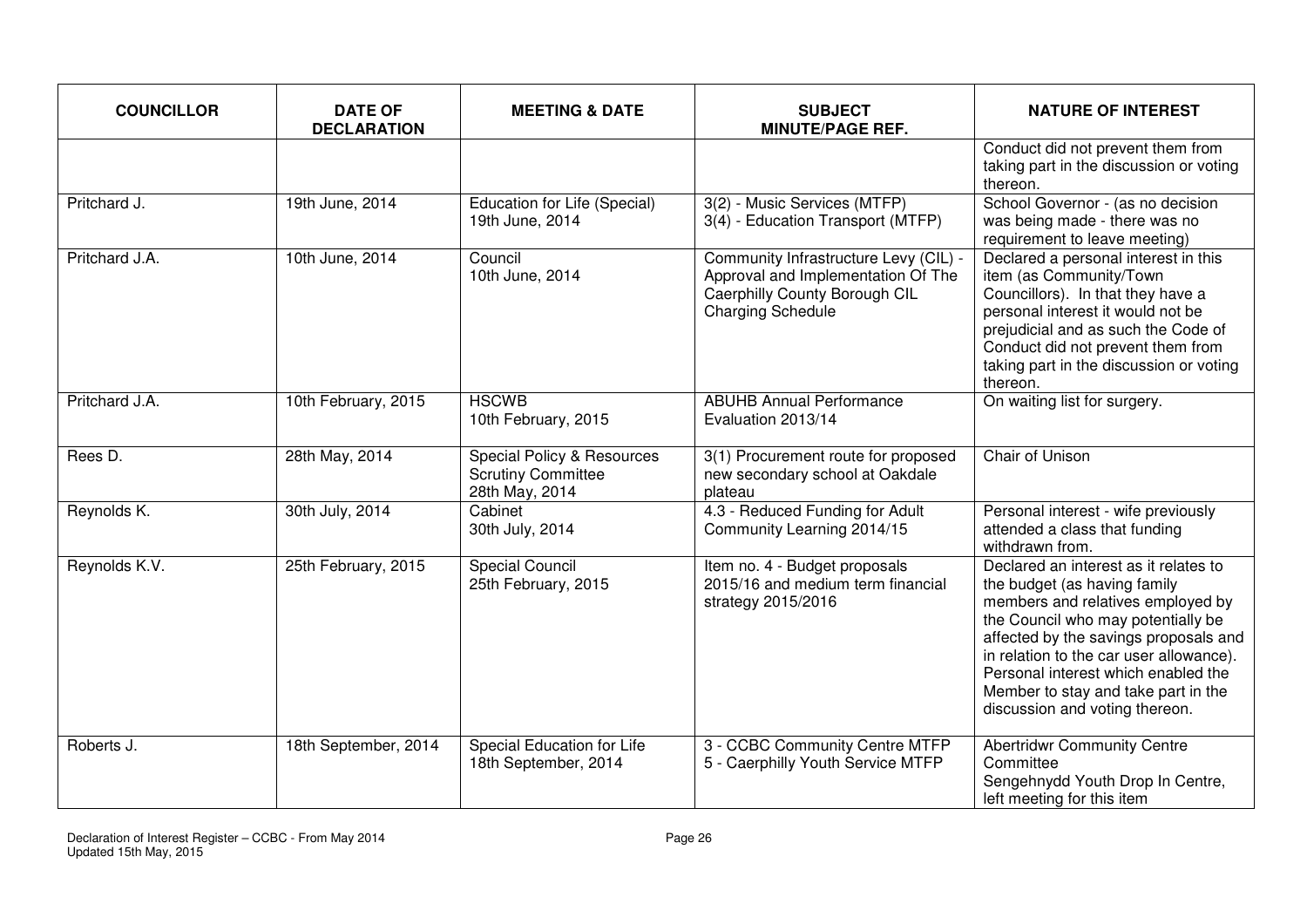| COUNCILLOR | DATE OF DECLARATION | MEETING & DATE | SUBJECT MINUTE/PAGE REF. | NATURE OF INTEREST |
|---|---|---|---|---|
| | | | | Conduct did not prevent them from taking part in the discussion or voting thereon. |
| Pritchard J. | 19th June, 2014 | Education for Life (Special) 19th June, 2014 | 3(2) - Music Services (MTFP) 3(4) - Education Transport (MTFP) | School Governor - (as no decision was being made - there was no requirement to leave meeting) |
| Pritchard J.A. | 10th June, 2014 | Council 10th June, 2014 | Community Infrastructure Levy (CIL) - Approval and Implementation Of The Caerphilly County Borough CIL Charging Schedule | Declared a personal interest in this item (as Community/Town Councillors). In that they have a personal interest it would not be prejudicial and as such the Code of Conduct did not prevent them from taking part in the discussion or voting thereon. |
| Pritchard J.A. | 10th February, 2015 | HSCWB 10th February, 2015 | ABUHB Annual Performance Evaluation 2013/14 | On waiting list for surgery. |
| Rees D. | 28th May, 2014 | Special Policy & Resources Scrutiny Committee 28th May, 2014 | 3(1) Procurement route for proposed new secondary school at Oakdale plateau | Chair of Unison |
| Reynolds K. | 30th July, 2014 | Cabinet 30th July, 2014 | 4.3 - Reduced Funding for Adult Community Learning 2014/15 | Personal interest - wife previously attended a class that funding withdrawn from. |
| Reynolds K.V. | 25th February, 2015 | Special Council 25th February, 2015 | Item no. 4 - Budget proposals 2015/16 and medium term financial strategy 2015/2016 | Declared an interest as it relates to the budget (as having family members and relatives employed by the Council who may potentially be affected by the savings proposals and in relation to the car user allowance). Personal interest which enabled the Member to stay and take part in the discussion and voting thereon. |
| Roberts J. | 18th September, 2014 | Special Education for Life 18th September, 2014 | 3 - CCBC Community Centre MTFP 5 - Caerphilly Youth Service MTFP | Abertridwr Community Centre Committee Sengehnydd Youth Drop In Centre, left meeting for this item |

Declaration of Interest Register – CCBC - From May 2014
Updated 15th May, 2015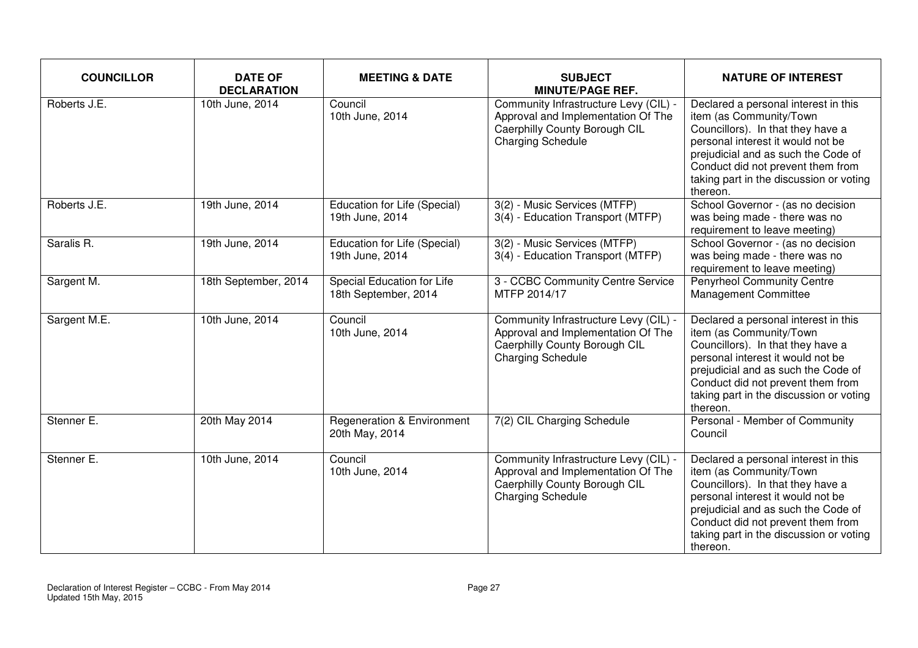| COUNCILLOR | DATE OF DECLARATION | MEETING & DATE | SUBJECT MINUTE/PAGE REF. | NATURE OF INTEREST |
|---|---|---|---|---|
| Roberts J.E. | 10th June, 2014 | Council 10th June, 2014 | Community Infrastructure Levy (CIL) - Approval and Implementation Of The Caerphilly County Borough CIL Charging Schedule | Declared a personal interest in this item (as Community/Town Councillors). In that they have a personal interest it would not be prejudicial and as such the Code of Conduct did not prevent them from taking part in the discussion or voting thereon. |
| Roberts J.E. | 19th June, 2014 | Education for Life (Special) 19th June, 2014 | 3(2) - Music Services (MTFP) 3(4) - Education Transport (MTFP) | School Governor - (as no decision was being made - there was no requirement to leave meeting) |
| Saralis R. | 19th June, 2014 | Education for Life (Special) 19th June, 2014 | 3(2) - Music Services (MTFP) 3(4) - Education Transport (MTFP) | School Governor - (as no decision was being made - there was no requirement to leave meeting) |
| Sargent M. | 18th September, 2014 | Special Education for Life 18th September, 2014 | 3 - CCBC Community Centre Service MTFP 2014/17 | Penyrheol Community Centre Management Committee |
| Sargent M.E. | 10th June, 2014 | Council 10th June, 2014 | Community Infrastructure Levy (CIL) - Approval and Implementation Of The Caerphilly County Borough CIL Charging Schedule | Declared a personal interest in this item (as Community/Town Councillors). In that they have a personal interest it would not be prejudicial and as such the Code of Conduct did not prevent them from taking part in the discussion or voting thereon. |
| Stenner E. | 20th May 2014 | Regeneration & Environment 20th May, 2014 | 7(2) CIL Charging Schedule | Personal - Member of Community Council |
| Stenner E. | 10th June, 2014 | Council 10th June, 2014 | Community Infrastructure Levy (CIL) - Approval and Implementation Of The Caerphilly County Borough CIL Charging Schedule | Declared a personal interest in this item (as Community/Town Councillors). In that they have a personal interest it would not be prejudicial and as such the Code of Conduct did not prevent them from taking part in the discussion or voting thereon. |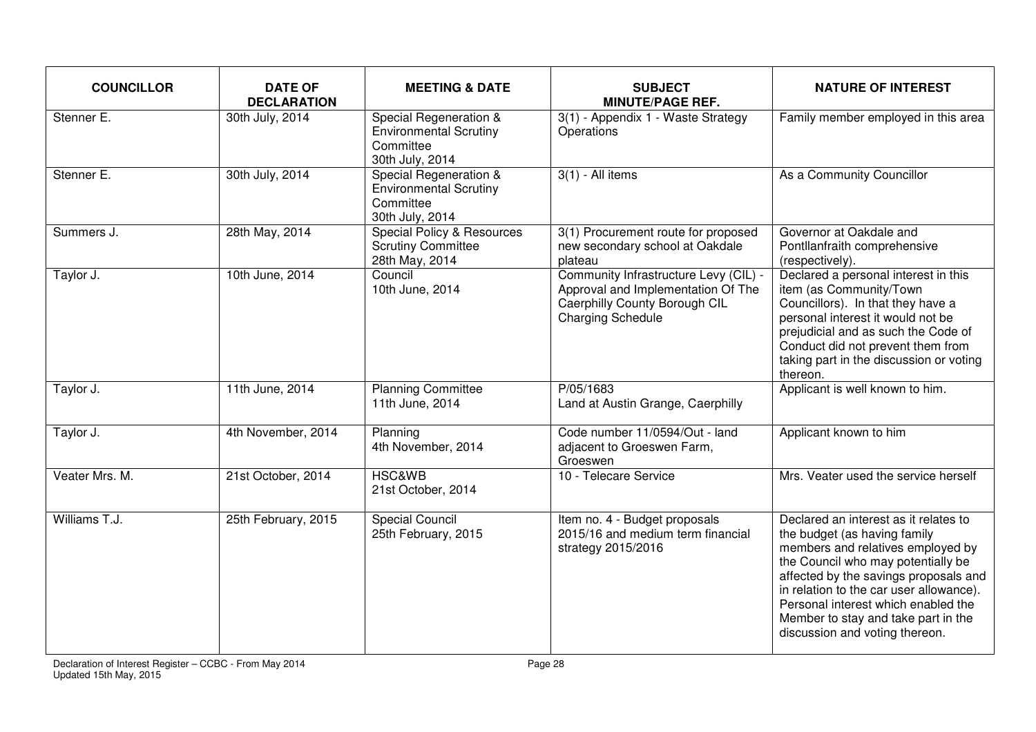| COUNCILLOR | DATE OF DECLARATION | MEETING & DATE | SUBJECT MINUTE/PAGE REF. | NATURE OF INTEREST |
|---|---|---|---|---|
| Stenner E. | 30th July, 2014 | Special Regeneration & Environmental Scrutiny Committee 30th July, 2014 | 3(1) - Appendix 1 - Waste Strategy Operations | Family member employed in this area |
| Stenner E. | 30th July, 2014 | Special Regeneration & Environmental Scrutiny Committee 30th July, 2014 | 3(1) - All items | As a Community Councillor |
| Summers J. | 28th May, 2014 | Special Policy & Resources Scrutiny Committee 28th May, 2014 | 3(1) Procurement route for proposed new secondary school at Oakdale plateau | Governor at Oakdale and Pontllanfraith comprehensive (respectively). |
| Taylor J. | 10th June, 2014 | Council 10th June, 2014 | Community Infrastructure Levy (CIL) - Approval and Implementation Of The Caerphilly County Borough CIL Charging Schedule | Declared a personal interest in this item (as Community/Town Councillors). In that they have a personal interest it would not be prejudicial and as such the Code of Conduct did not prevent them from taking part in the discussion or voting thereon. |
| Taylor J. | 11th June, 2014 | Planning Committee 11th June, 2014 | P/05/1683 Land at Austin Grange, Caerphilly | Applicant is well known to him. |
| Taylor J. | 4th November, 2014 | Planning 4th November, 2014 | Code number 11/0594/Out - land adjacent to Groeswen Farm, Groeswen | Applicant known to him |
| Veater Mrs. M. | 21st October, 2014 | HSC&WB 21st October, 2014 | 10 - Telecare Service | Mrs. Veater used the service herself |
| Williams T.J. | 25th February, 2015 | Special Council 25th February, 2015 | Item no. 4 - Budget proposals 2015/16 and medium term financial strategy 2015/2016 | Declared an interest as it relates to the budget (as having family members and relatives employed by the Council who may potentially be affected by the savings proposals and in relation to the car user allowance). Personal interest which enabled the Member to stay and take part in the discussion and voting thereon. |

Declaration of Interest Register – CCBC - From May 2014
Updated 15th May, 2015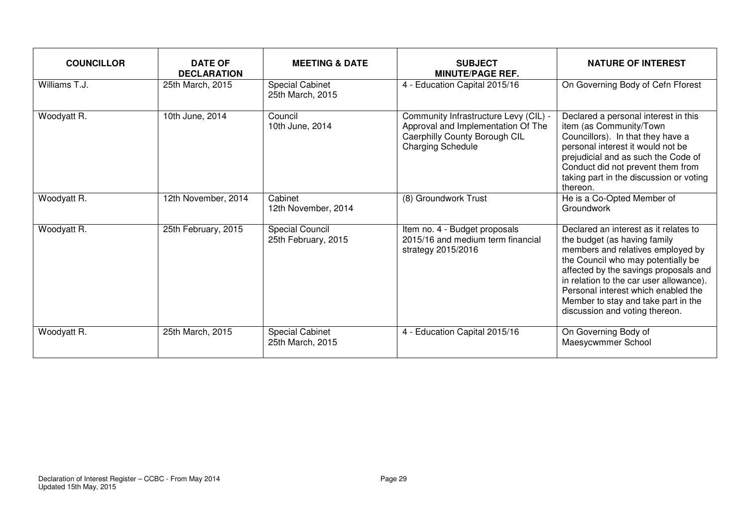| COUNCILLOR | DATE OF DECLARATION | MEETING & DATE | SUBJECT MINUTE/PAGE REF. | NATURE OF INTEREST |
|---|---|---|---|---|
| Williams T.J. | 25th March, 2015 | Special Cabinet 25th March, 2015 | 4 - Education Capital 2015/16 | On Governing Body of Cefn Fforest |
| Woodyatt R. | 10th June, 2014 | Council 10th June, 2014 | Community Infrastructure Levy (CIL) - Approval and Implementation Of The Caerphilly County Borough CIL Charging Schedule | Declared a personal interest in this item (as Community/Town Councillors). In that they have a personal interest it would not be prejudicial and as such the Code of Conduct did not prevent them from taking part in the discussion or voting thereon. |
| Woodyatt R. | 12th November, 2014 | Cabinet 12th November, 2014 | (8) Groundwork Trust | He is a Co-Opted Member of Groundwork |
| Woodyatt R. | 25th February, 2015 | Special Council 25th February, 2015 | Item no. 4 - Budget proposals 2015/16 and medium term financial strategy 2015/2016 | Declared an interest as it relates to the budget (as having family members and relatives employed by the Council who may potentially be affected by the savings proposals and in relation to the car user allowance). Personal interest which enabled the Member to stay and take part in the discussion and voting thereon. |
| Woodyatt R. | 25th March, 2015 | Special Cabinet 25th March, 2015 | 4 - Education Capital 2015/16 | On Governing Body of Maesycwmmer School |

Declaration of Interest Register – CCBC - From May 2014
Updated 15th May, 2015